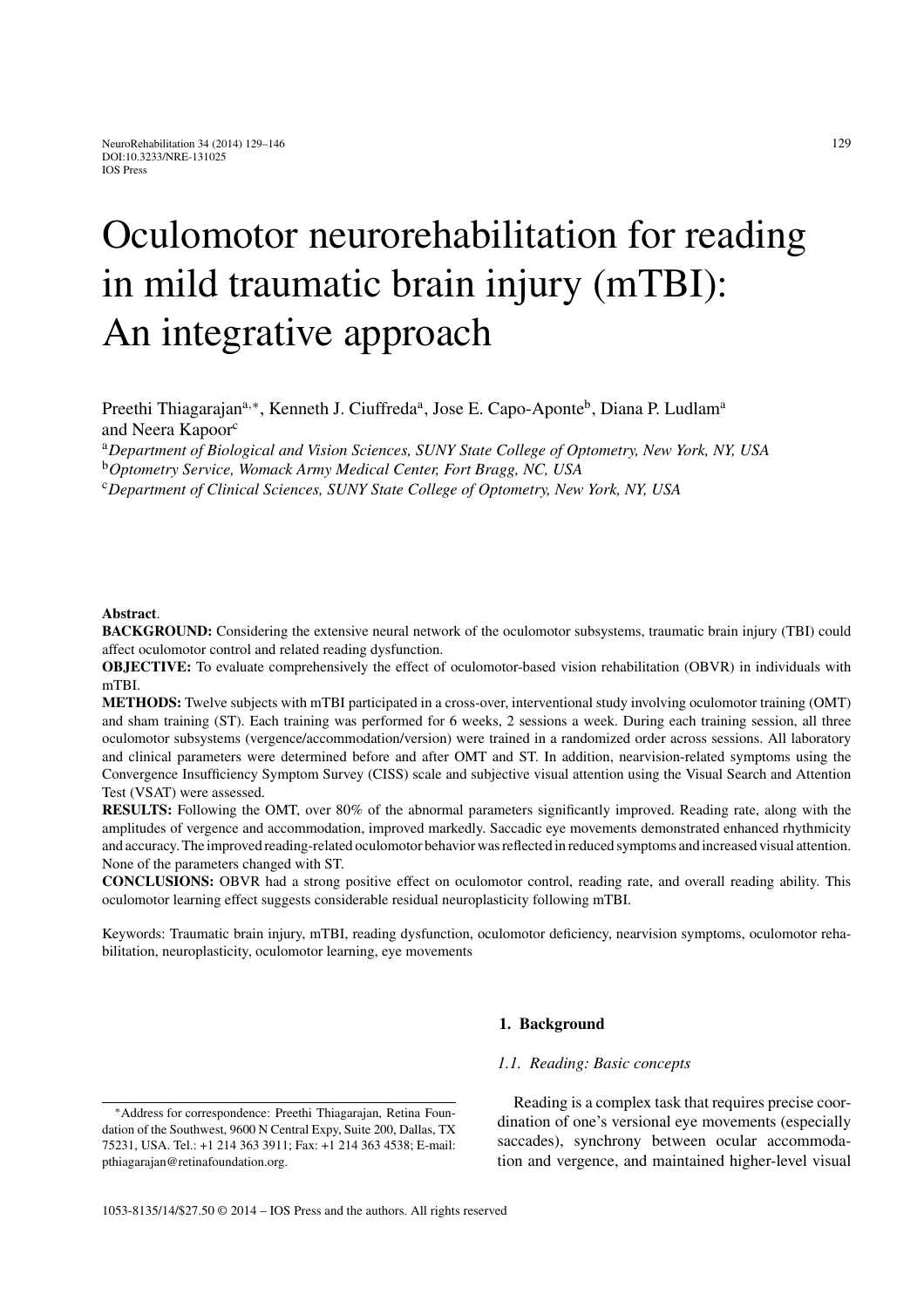# Oculomotor neurorehabilitation for reading in mild traumatic brain injury (mTBI): An integrative approach

Preethi Thiagarajan[a,*], Kenneth J. Ciuffreda[a], Jose E. Capo-Aponte[b], Diana P. Ludlam[a] and Neera Kapoor[c]

[a] *Department of Biological and Vision Sciences, SUNY State College of Optometry, New York, NY, USA*

[b] *Optometry Service, Womack Army Medical Center, Fort Bragg, NC, USA*

[c] *Department of Clinical Sciences, SUNY State College of Optometry, New York, NY, USA*

**Abstract**.

**BACKGROUND:** Considering the extensive neural network of the oculomotor subsystems, traumatic brain injury (TBI) could affect oculomotor control and related reading dysfunction.

**OBJECTIVE:** To evaluate comprehensively the effect of oculomotor-based vision rehabilitation (OBVR) in individuals with mTBI.

**METHODS:** Twelve subjects with mTBI participated in a cross-over, interventional study involving oculomotor training (OMT) and sham training (ST). Each training was performed for 6 weeks, 2 sessions a week. During each training session, all three oculomotor subsystems (vergence/accommodation/version) were trained in a randomized order across sessions. All laboratory and clinical parameters were determined before and after OMT and ST. In addition, nearvision-related symptoms using the Convergence Insufficiency Symptom Survey (CISS) scale and subjective visual attention using the Visual Search and Attention Test (VSAT) were assessed.

**RESULTS:** Following the OMT, over 80% of the abnormal parameters significantly improved. Reading rate, along with the amplitudes of vergence and accommodation, improved markedly. Saccadic eye movements demonstrated enhanced rhythmicity and accuracy. The improved reading-related oculomotor behavior was reflected in reduced symptoms and increased visual attention. None of the parameters changed with ST.

**CONCLUSIONS:** OBVR had a strong positive effect on oculomotor control, reading rate, and overall reading ability. This oculomotor learning effect suggests considerable residual neuroplasticity following mTBI.

Keywords: Traumatic brain injury, mTBI, reading dysfunction, oculomotor deficiency, nearvision symptoms, oculomotor rehabilitation, neuroplasticity, oculomotor learning, eye movements

## 1. Background

### *1.1. Reading: Basic concepts*

Reading is a complex task that requires precise coordination of one's versional eye movements (especially saccades), synchrony between ocular accommodation and vergence, and maintained higher-level visual

*Address for correspondence: Preethi Thiagarajan, Retina Foundation of the Southwest, 9600 N Central Expy, Suite 200, Dallas, TX 75231, USA. Tel.: +1 214 363 3911; Fax: +1 214 363 4538; E-mail: pthiagarajan@retinafoundation.org.

1053-8135/14/$27.50 © 2014 – IOS Press and the authors. All rights reserved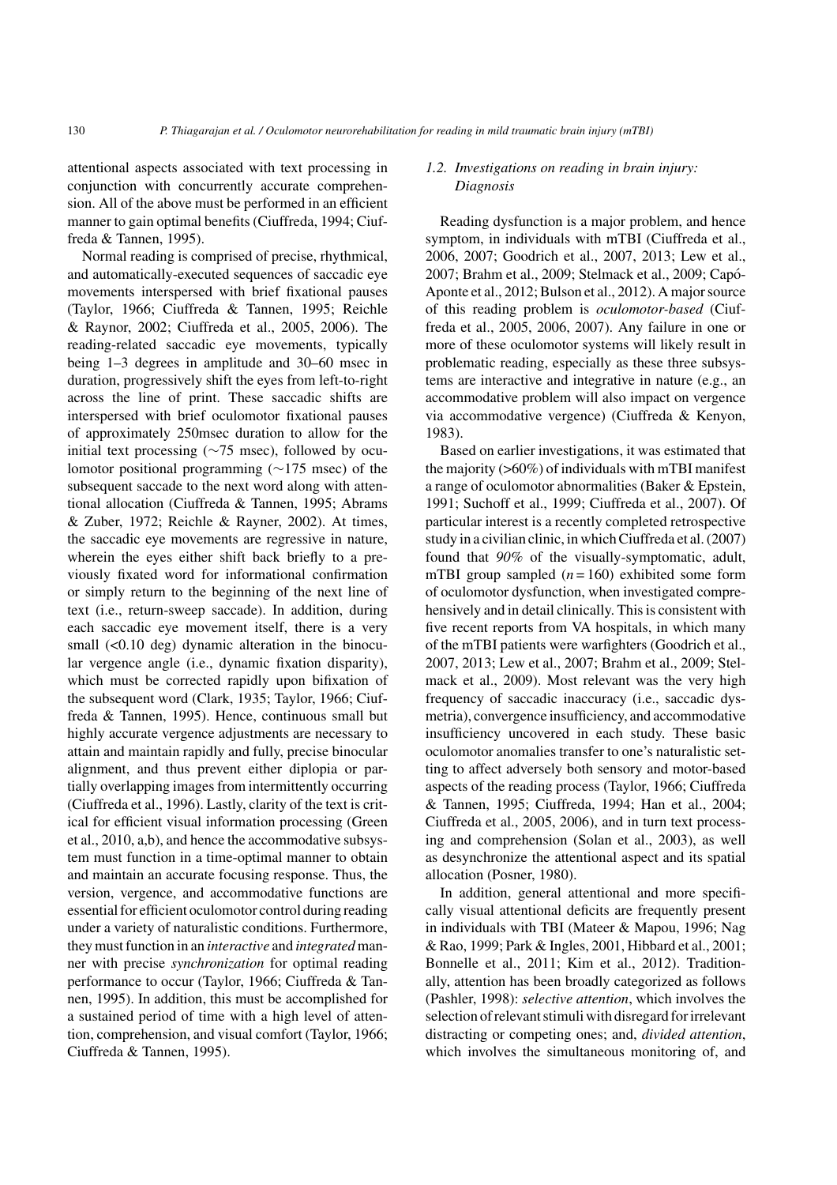attentional aspects associated with text processing in conjunction with concurrently accurate comprehension. All of the above must be performed in an efficient manner to gain optimal benefits (Ciuffreda, 1994; Ciuffreda & Tannen, 1995).

Normal reading is comprised of precise, rhythmical, and automatically-executed sequences of saccadic eye movements interspersed with brief fixational pauses (Taylor, 1966; Ciuffreda & Tannen, 1995; Reichle & Raynor, 2002; Ciuffreda et al., 2005, 2006). The reading-related saccadic eye movements, typically being 1–3 degrees in amplitude and 30–60 msec in duration, progressively shift the eyes from left-to-right across the line of print. These saccadic shifts are interspersed with brief oculomotor fixational pauses of approximately 250msec duration to allow for the initial text processing (~75 msec), followed by oculomotor positional programming (~175 msec) of the subsequent saccade to the next word along with attentional allocation (Ciuffreda & Tannen, 1995; Abrams & Zuber, 1972; Reichle & Rayner, 2002). At times, the saccadic eye movements are regressive in nature, wherein the eyes either shift back briefly to a previously fixated word for informational confirmation or simply return to the beginning of the next line of text (i.e., return-sweep saccade). In addition, during each saccadic eye movement itself, there is a very small (<0.10 deg) dynamic alteration in the binocular vergence angle (i.e., dynamic fixation disparity), which must be corrected rapidly upon bifixation of the subsequent word (Clark, 1935; Taylor, 1966; Ciuffreda & Tannen, 1995). Hence, continuous small but highly accurate vergence adjustments are necessary to attain and maintain rapidly and fully, precise binocular alignment, and thus prevent either diplopia or partially overlapping images from intermittently occurring (Ciuffreda et al., 1996). Lastly, clarity of the text is critical for efficient visual information processing (Green et al., 2010, a,b), and hence the accommodative subsystem must function in a time-optimal manner to obtain and maintain an accurate focusing response. Thus, the version, vergence, and accommodative functions are essential for efficient oculomotor control during reading under a variety of naturalistic conditions. Furthermore, they must function in an *interactive* and *integrated* manner with precise *synchronization* for optimal reading performance to occur (Taylor, 1966; Ciuffreda & Tannen, 1995). In addition, this must be accomplished for a sustained period of time with a high level of attention, comprehension, and visual comfort (Taylor, 1966; Ciuffreda & Tannen, 1995).

### *1.2. Investigations on reading in brain injury: Diagnosis*

Reading dysfunction is a major problem, and hence symptom, in individuals with mTBI (Ciuffreda et al., 2006, 2007; Goodrich et al., 2007, 2013; Lew et al., 2007; Brahm et al., 2009; Stelmack et al., 2009; Capó-Aponte et al., 2012; Bulson et al., 2012). A major source of this reading problem is *oculomotor-based* (Ciuffreda et al., 2005, 2006, 2007). Any failure in one or more of these oculomotor systems will likely result in problematic reading, especially as these three subsystems are interactive and integrative in nature (e.g., an accommodative problem will also impact on vergence via accommodative vergence) (Ciuffreda & Kenyon, 1983).

Based on earlier investigations, it was estimated that the majority (>60%) of individuals with mTBI manifest a range of oculomotor abnormalities (Baker & Epstein, 1991; Suchoff et al., 1999; Ciuffreda et al., 2007). Of particular interest is a recently completed retrospective study in a civilian clinic, in which Ciuffreda et al. (2007) found that *90%* of the visually-symptomatic, adult, mTBI group sampled ($n = 160$) exhibited some form of oculomotor dysfunction, when investigated comprehensively and in detail clinically. This is consistent with five recent reports from VA hospitals, in which many of the mTBI patients were warfighters (Goodrich et al., 2007, 2013; Lew et al., 2007; Brahm et al., 2009; Stelmack et al., 2009). Most relevant was the very high frequency of saccadic inaccuracy (i.e., saccadic dysmetria), convergence insufficiency, and accommodative insufficiency uncovered in each study. These basic oculomotor anomalies transfer to one's naturalistic setting to affect adversely both sensory and motor-based aspects of the reading process (Taylor, 1966; Ciuffreda & Tannen, 1995; Ciuffreda, 1994; Han et al., 2004; Ciuffreda et al., 2005, 2006), and in turn text processing and comprehension (Solan et al., 2003), as well as desynchronize the attentional aspect and its spatial allocation (Posner, 1980).

In addition, general attentional and more specifically visual attentional deficits are frequently present in individuals with TBI (Mateer & Mapou, 1996; Nag & Rao, 1999; Park & Ingles, 2001, Hibbard et al., 2001; Bonnelle et al., 2011; Kim et al., 2012). Traditionally, attention has been broadly categorized as follows (Pashler, 1998): *selective attention*, which involves the selection of relevant stimuli with disregard for irrelevant distracting or competing ones; and, *divided attention*, which involves the simultaneous monitoring of, and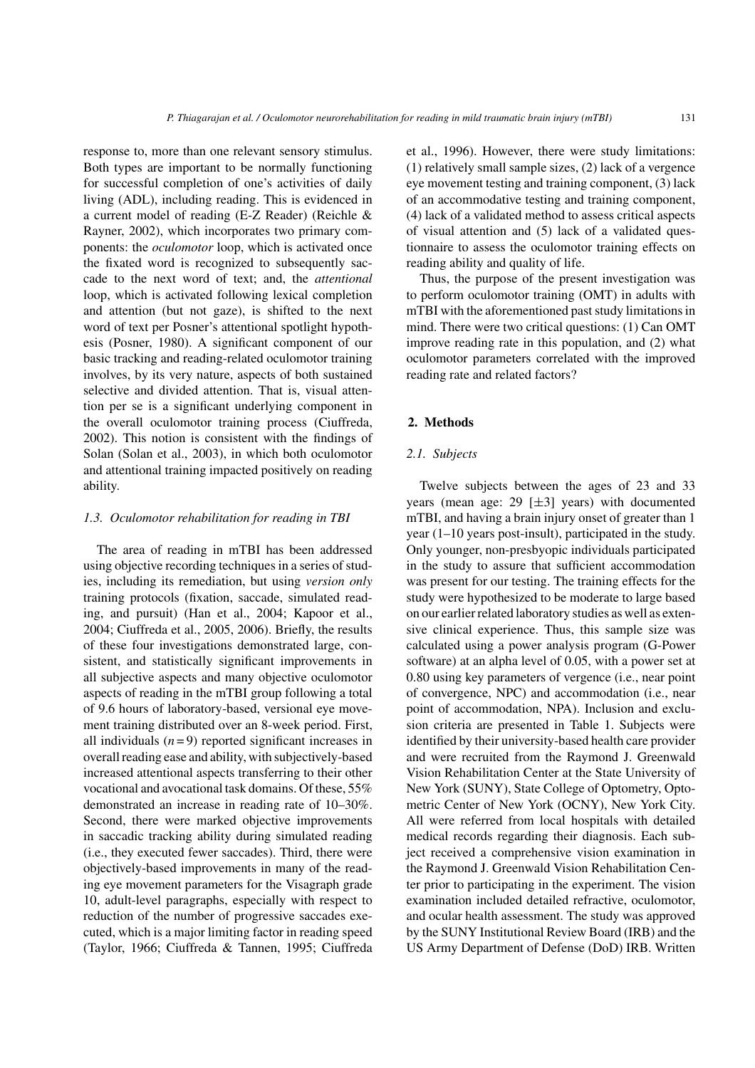response to, more than one relevant sensory stimulus. Both types are important to be normally functioning for successful completion of one's activities of daily living (ADL), including reading. This is evidenced in a current model of reading (E-Z Reader) (Reichle & Rayner, 2002), which incorporates two primary components: the *oculomotor* loop, which is activated once the fixated word is recognized to subsequently saccade to the next word of text; and, the *attentional* loop, which is activated following lexical completion and attention (but not gaze), is shifted to the next word of text per Posner's attentional spotlight hypothesis (Posner, 1980). A significant component of our basic tracking and reading-related oculomotor training involves, by its very nature, aspects of both sustained selective and divided attention. That is, visual attention per se is a significant underlying component in the overall oculomotor training process (Ciuffreda, 2002). This notion is consistent with the findings of Solan (Solan et al., 2003), in which both oculomotor and attentional training impacted positively on reading ability.

### 1.3. Oculomotor rehabilitation for reading in TBI

The area of reading in mTBI has been addressed using objective recording techniques in a series of studies, including its remediation, but using *version only* training protocols (fixation, saccade, simulated reading, and pursuit) (Han et al., 2004; Kapoor et al., 2004; Ciuffreda et al., 2005, 2006). Briefly, the results of these four investigations demonstrated large, consistent, and statistically significant improvements in all subjective aspects and many objective oculomotor aspects of reading in the mTBI group following a total of 9.6 hours of laboratory-based, versional eye movement training distributed over an 8-week period. First, all individuals ($n = 9$) reported significant increases in overall reading ease and ability, with subjectively-based increased attentional aspects transferring to their other vocational and avocational task domains. Of these, 55% demonstrated an increase in reading rate of 10–30%. Second, there were marked objective improvements in saccadic tracking ability during simulated reading (i.e., they executed fewer saccades). Third, there were objectively-based improvements in many of the reading eye movement parameters for the Visagraph grade 10, adult-level paragraphs, especially with respect to reduction of the number of progressive saccades executed, which is a major limiting factor in reading speed (Taylor, 1966; Ciuffreda & Tannen, 1995; Ciuffreda et al., 1996). However, there were study limitations: (1) relatively small sample sizes, (2) lack of a vergence eye movement testing and training component, (3) lack of an accommodative testing and training component, (4) lack of a validated method to assess critical aspects of visual attention and (5) lack of a validated questionnaire to assess the oculomotor training effects on reading ability and quality of life.

Thus, the purpose of the present investigation was to perform oculomotor training (OMT) in adults with mTBI with the aforementioned past study limitations in mind. There were two critical questions: (1) Can OMT improve reading rate in this population, and (2) what oculomotor parameters correlated with the improved reading rate and related factors?

## 2. Methods

### 2.1. Subjects

Twelve subjects between the ages of 23 and 33 years (mean age: 29 [±3] years) with documented mTBI, and having a brain injury onset of greater than 1 year (1–10 years post-insult), participated in the study. Only younger, non-presbyopic individuals participated in the study to assure that sufficient accommodation was present for our testing. The training effects for the study were hypothesized to be moderate to large based on our earlier related laboratory studies as well as extensive clinical experience. Thus, this sample size was calculated using a power analysis program (G-Power software) at an alpha level of 0.05, with a power set at 0.80 using key parameters of vergence (i.e., near point of convergence, NPC) and accommodation (i.e., near point of accommodation, NPA). Inclusion and exclusion criteria are presented in Table 1. Subjects were identified by their university-based health care provider and were recruited from the Raymond J. Greenwald Vision Rehabilitation Center at the State University of New York (SUNY), State College of Optometry, Optometric Center of New York (OCNY), New York City. All were referred from local hospitals with detailed medical records regarding their diagnosis. Each subject received a comprehensive vision examination in the Raymond J. Greenwald Vision Rehabilitation Center prior to participating in the experiment. The vision examination included detailed refractive, oculomotor, and ocular health assessment. The study was approved by the SUNY Institutional Review Board (IRB) and the US Army Department of Defense (DoD) IRB. Written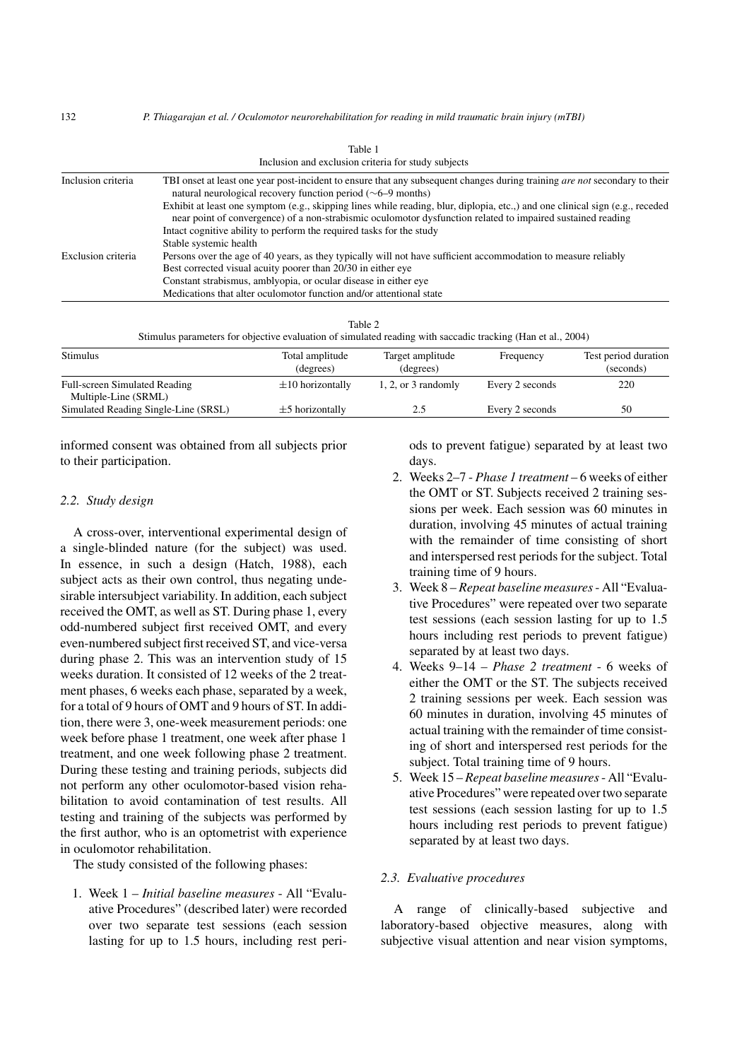Table 1
Inclusion and exclusion criteria for study subjects

| | |
|---|---|
| Inclusion criteria | TBI onset at least one year post-incident to ensure that any subsequent changes during training *are not* secondary to their natural neurological recovery function period (∼6–9 months) |
| | Exhibit at least one symptom (e.g., skipping lines while reading, blur, diplopia, etc.,) and one clinical sign (e.g., receded near point of convergence) of a non-strabismic oculomotor dysfunction related to impaired sustained reading |
| | Intact cognitive ability to perform the required tasks for the study |
| | Stable systemic health |
| Exclusion criteria | Persons over the age of 40 years, as they typically will not have sufficient accommodation to measure reliably |
| | Best corrected visual acuity poorer than 20/30 in either eye |
| | Constant strabismus, amblyopia, or ocular disease in either eye |
| | Medications that alter oculomotor function and/or attentional state |

Table 2
Stimulus parameters for objective evaluation of simulated reading with saccadic tracking (Han et al., 2004)

| Stimulus | Total amplitude (degrees) | Target amplitude (degrees) | Frequency | Test period duration (seconds) |
|---|---|---|---|---|
| Full-screen Simulated Reading Multiple-Line (SRML) | ±10 horizontally | 1, 2, or 3 randomly | Every 2 seconds | 220 |
| Simulated Reading Single-Line (SRSL) | ±5 horizontally | 2.5 | Every 2 seconds | 50 |

informed consent was obtained from all subjects prior to their participation.

### 2.2. Study design

A cross-over, interventional experimental design of a single-blinded nature (for the subject) was used. In essence, in such a design (Hatch, 1988), each subject acts as their own control, thus negating undesirable intersubject variability. In addition, each subject received the OMT, as well as ST. During phase 1, every odd-numbered subject first received OMT, and every even-numbered subject first received ST, and vice-versa during phase 2. This was an intervention study of 15 weeks duration. It consisted of 12 weeks of the 2 treatment phases, 6 weeks each phase, separated by a week, for a total of 9 hours of OMT and 9 hours of ST. In addition, there were 3, one-week measurement periods: one week before phase 1 treatment, one week after phase 1 treatment, and one week following phase 2 treatment. During these testing and training periods, subjects did not perform any other oculomotor-based vision rehabilitation to avoid contamination of test results. All testing and training of the subjects was performed by the first author, who is an optometrist with experience in oculomotor rehabilitation.

The study consisted of the following phases:

1. Week 1 – *Initial baseline measures* - All "Evaluative Procedures" (described later) were recorded over two separate test sessions (each session lasting for up to 1.5 hours, including rest periods to prevent fatigue) separated by at least two days.
2. Weeks 2–7 - *Phase 1 treatment* – 6 weeks of either the OMT or ST. Subjects received 2 training sessions per week. Each session was 60 minutes in duration, involving 45 minutes of actual training with the remainder of time consisting of short and interspersed rest periods for the subject. Total training time of 9 hours.
3. Week 8 – *Repeat baseline measures* - All "Evaluative Procedures" were repeated over two separate test sessions (each session lasting for up to 1.5 hours including rest periods to prevent fatigue) separated by at least two days.
4. Weeks 9–14 – *Phase 2 treatment* - 6 weeks of either the OMT or the ST. The subjects received 2 training sessions per week. Each session was 60 minutes in duration, involving 45 minutes of actual training with the remainder of time consisting of short and interspersed rest periods for the subject. Total training time of 9 hours.
5. Week 15 – *Repeat baseline measures* - All "Evaluative Procedures" were repeated over two separate test sessions (each session lasting for up to 1.5 hours including rest periods to prevent fatigue) separated by at least two days.

### 2.3. Evaluative procedures

A range of clinically-based subjective and laboratory-based objective measures, along with subjective visual attention and near vision symptoms,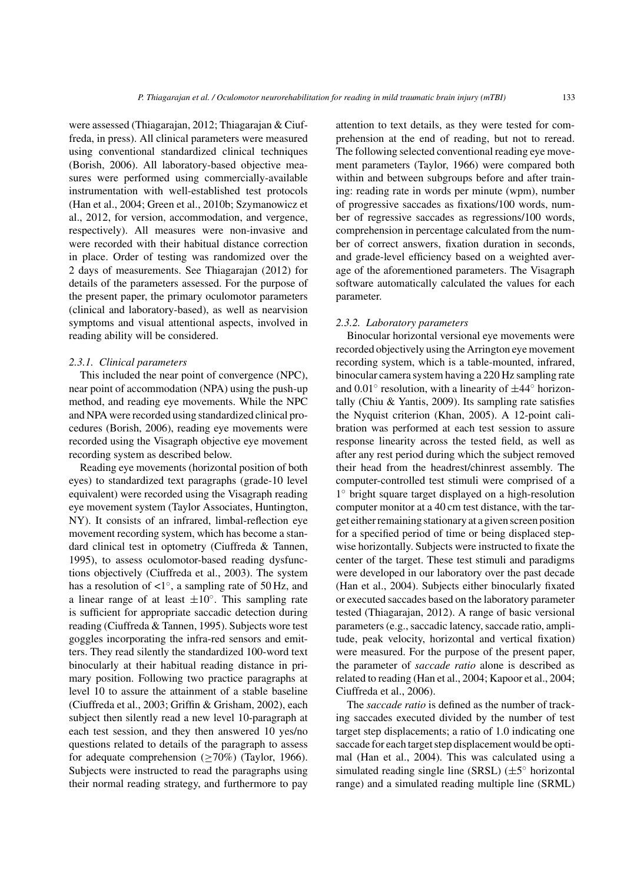were assessed (Thiagarajan, 2012; Thiagarajan & Ciuffreda, in press). All clinical parameters were measured using conventional standardized clinical techniques (Borish, 2006). All laboratory-based objective measures were performed using commercially-available instrumentation with well-established test protocols (Han et al., 2004; Green et al., 2010b; Szymanowicz et al., 2012, for version, accommodation, and vergence, respectively). All measures were non-invasive and were recorded with their habitual distance correction in place. Order of testing was randomized over the 2 days of measurements. See Thiagarajan (2012) for details of the parameters assessed. For the purpose of the present paper, the primary oculomotor parameters (clinical and laboratory-based), as well as nearvision symptoms and visual attentional aspects, involved in reading ability will be considered.

#### 2.3.1. Clinical parameters

This included the near point of convergence (NPC), near point of accommodation (NPA) using the push-up method, and reading eye movements. While the NPC and NPA were recorded using standardized clinical procedures (Borish, 2006), reading eye movements were recorded using the Visagraph objective eye movement recording system as described below.

Reading eye movements (horizontal position of both eyes) to standardized text paragraphs (grade-10 level equivalent) were recorded using the Visagraph reading eye movement system (Taylor Associates, Huntington, NY). It consists of an infrared, limbal-reflection eye movement recording system, which has become a standard clinical test in optometry (Ciuffreda & Tannen, 1995), to assess oculomotor-based reading dysfunctions objectively (Ciuffreda et al., 2003). The system has a resolution of <1°, a sampling rate of 50 Hz, and a linear range of at least ±10°. This sampling rate is sufficient for appropriate saccadic detection during reading (Ciuffreda & Tannen, 1995). Subjects wore test goggles incorporating the infra-red sensors and emitters. They read silently the standardized 100-word text binocularly at their habitual reading distance in primary position. Following two practice paragraphs at level 10 to assure the attainment of a stable baseline (Ciuffreda et al., 2003; Griffin & Grisham, 2002), each subject then silently read a new level 10-paragraph at each test session, and they then answered 10 yes/no questions related to details of the paragraph to assess for adequate comprehension (≥70%) (Taylor, 1966). Subjects were instructed to read the paragraphs using their normal reading strategy, and furthermore to pay attention to text details, as they were tested for comprehension at the end of reading, but not to reread. The following selected conventional reading eye movement parameters (Taylor, 1966) were compared both within and between subgroups before and after training: reading rate in words per minute (wpm), number of progressive saccades as fixations/100 words, number of regressive saccades as regressions/100 words, comprehension in percentage calculated from the number of correct answers, fixation duration in seconds, and grade-level efficiency based on a weighted average of the aforementioned parameters. The Visagraph software automatically calculated the values for each parameter.

#### 2.3.2. Laboratory parameters

Binocular horizontal versional eye movements were recorded objectively using the Arrington eye movement recording system, which is a table-mounted, infrared, binocular camera system having a 220 Hz sampling rate and 0.01° resolution, with a linearity of ±44° horizontally (Chiu & Yantis, 2009). Its sampling rate satisfies the Nyquist criterion (Khan, 2005). A 12-point calibration was performed at each test session to assure response linearity across the tested field, as well as after any rest period during which the subject removed their head from the headrest/chinrest assembly. The computer-controlled test stimuli were comprised of a 1° bright square target displayed on a high-resolution computer monitor at a 40 cm test distance, with the target either remaining stationary at a given screen position for a specified period of time or being displaced stepwise horizontally. Subjects were instructed to fixate the center of the target. These test stimuli and paradigms were developed in our laboratory over the past decade (Han et al., 2004). Subjects either binocularly fixated or executed saccades based on the laboratory parameter tested (Thiagarajan, 2012). A range of basic versional parameters (e.g., saccadic latency, saccade ratio, amplitude, peak velocity, horizontal and vertical fixation) were measured. For the purpose of the present paper, the parameter of *saccade ratio* alone is described as related to reading (Han et al., 2004; Kapoor et al., 2004; Ciuffreda et al., 2006).

The *saccade ratio* is defined as the number of tracking saccades executed divided by the number of test target step displacements; a ratio of 1.0 indicating one saccade for each target step displacement would be optimal (Han et al., 2004). This was calculated using a simulated reading single line (SRSL) (±5° horizontal range) and a simulated reading multiple line (SRML)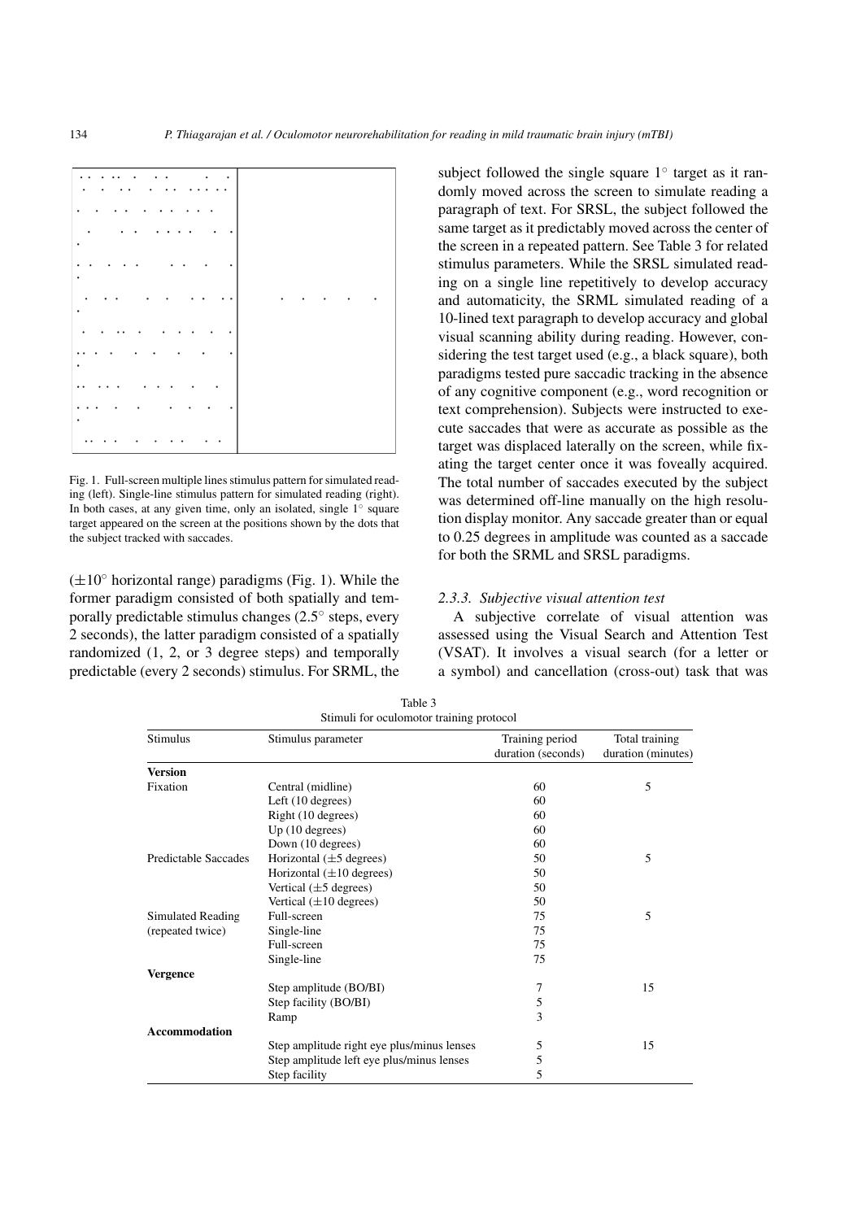Fig. 1. Full-screen multiple lines stimulus pattern for simulated reading (left). Single-line stimulus pattern for simulated reading (right). In both cases, at any given time, only an isolated, single 1° square target appeared on the screen at the positions shown by the dots that the subject tracked with saccades.

(±10° horizontal range) paradigms (Fig. 1). While the former paradigm consisted of both spatially and temporally predictable stimulus changes (2.5° steps, every 2 seconds), the latter paradigm consisted of a spatially randomized (1, 2, or 3 degree steps) and temporally predictable (every 2 seconds) stimulus. For SRML, the subject followed the single square 1° target as it randomly moved across the screen to simulate reading a paragraph of text. For SRSL, the subject followed the same target as it predictably moved across the center of the screen in a repeated pattern. See Table 3 for related stimulus parameters. While the SRSL simulated reading on a single line repetitively to develop accuracy and automaticity, the SRML simulated reading of a 10-lined text paragraph to develop accuracy and global visual scanning ability during reading. However, considering the test target used (e.g., a black square), both paradigms tested pure saccadic tracking in the absence of any cognitive component (e.g., word recognition or text comprehension). Subjects were instructed to execute saccades that were as accurate as possible as the target was displaced laterally on the screen, while fixating the target center once it was foveally acquired. The total number of saccades executed by the subject was determined off-line manually on the high resolution display monitor. Any saccade greater than or equal to 0.25 degrees in amplitude was counted as a saccade for both the SRML and SRSL paradigms.

### 2.3.3. Subjective visual attention test

A subjective correlate of visual attention was assessed using the Visual Search and Attention Test (VSAT). It involves a visual search (for a letter or a symbol) and cancellation (cross-out) task that was

Table 3
Stimuli for oculomotor training protocol

| Stimulus | Stimulus parameter | Training period duration (seconds) | Total training duration (minutes) |
|---|---|---|---|
| **Version** | | | |
| Fixation | Central (midline) | 60 | 5 |
| | Left (10 degrees) | 60 | |
| | Right (10 degrees) | 60 | |
| | Up (10 degrees) | 60 | |
| | Down (10 degrees) | 60 | |
| Predictable Saccades | Horizontal (±5 degrees) | 50 | 5 |
| | Horizontal (±10 degrees) | 50 | |
| | Vertical (±5 degrees) | 50 | |
| | Vertical (±10 degrees) | 50 | |
| Simulated Reading (repeated twice) | Full-screen | 75 | 5 |
| | Single-line | 75 | |
| | Full-screen | 75 | |
| | Single-line | 75 | |
| **Vergence** | | | |
| | Step amplitude (BO/BI) | 7 | 15 |
| | Step facility (BO/BI) | 5 | |
| | Ramp | 3 | |
| **Accommodation** | | | |
| | Step amplitude right eye plus/minus lenses | 5 | 15 |
| | Step amplitude left eye plus/minus lenses | 5 | |
| | Step facility | 5 | |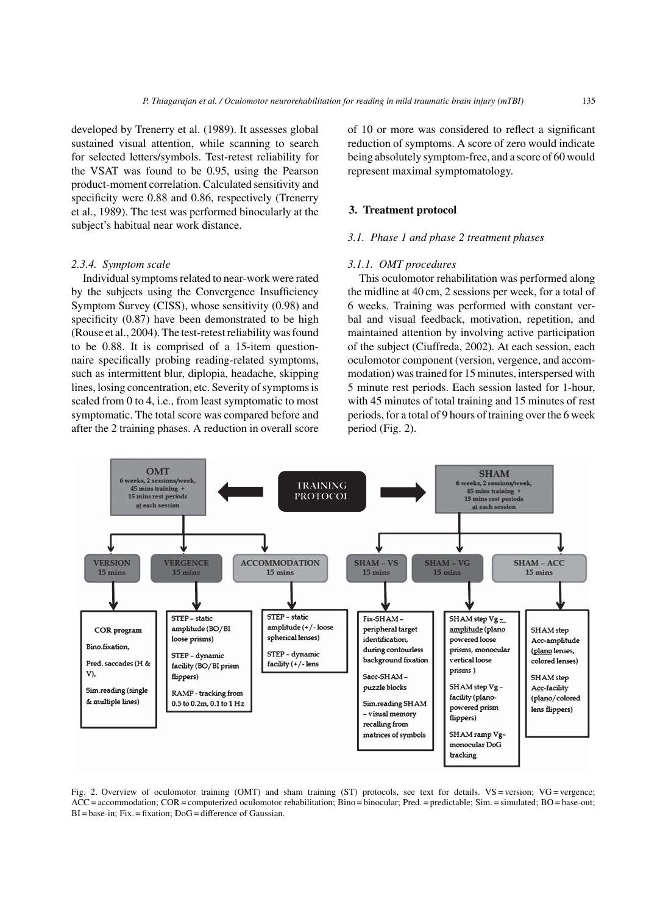developed by Trenerry et al. (1989). It assesses global sustained visual attention, while scanning to search for selected letters/symbols. Test-retest reliability for the VSAT was found to be 0.95, using the Pearson product-moment correlation. Calculated sensitivity and specificity were 0.88 and 0.86, respectively (Trenerry et al., 1989). The test was performed binocularly at the subject's habitual near work distance.

#### *2.3.4. Symptom scale*

Individual symptoms related to near-work were rated by the subjects using the Convergence Insufficiency Symptom Survey (CISS), whose sensitivity (0.98) and specificity (0.87) have been demonstrated to be high (Rouse et al., 2004). The test-retest reliability was found to be 0.88. It is comprised of a 15-item questionnaire specifically probing reading-related symptoms, such as intermittent blur, diplopia, headache, skipping lines, losing concentration, etc. Severity of symptoms is scaled from 0 to 4, i.e., from least symptomatic to most symptomatic. The total score was compared before and after the 2 training phases. A reduction in overall score of 10 or more was considered to reflect a significant reduction of symptoms. A score of zero would indicate being absolutely symptom-free, and a score of 60 would represent maximal symptomatology.

## 3. Treatment protocol

### *3.1. Phase 1 and phase 2 treatment phases*

#### *3.1.1. OMT procedures*

This oculomotor rehabilitation was performed along the midline at 40 cm, 2 sessions per week, for a total of 6 weeks. Training was performed with constant verbal and visual feedback, motivation, repetition, and maintained attention by involving active participation of the subject (Ciuffreda, 2002). At each session, each oculomotor component (version, vergence, and accommodation) was trained for 15 minutes, interspersed with 5 minute rest periods. Each session lasted for 1-hour, with 45 minutes of total training and 15 minutes of rest periods, for a total of 9 hours of training over the 6 week period (Fig. 2).

Fig. 2. Overview of oculomotor training (OMT) and sham training (ST) protocols, see text for details. VS = version; VG = vergence; ACC = accommodation; COR = computerized oculomotor rehabilitation; Bino = binocular; Pred. = predictable; Sim. = simulated; BO = base-out; BI = base-in; Fix. = fixation; DoG = difference of Gaussian.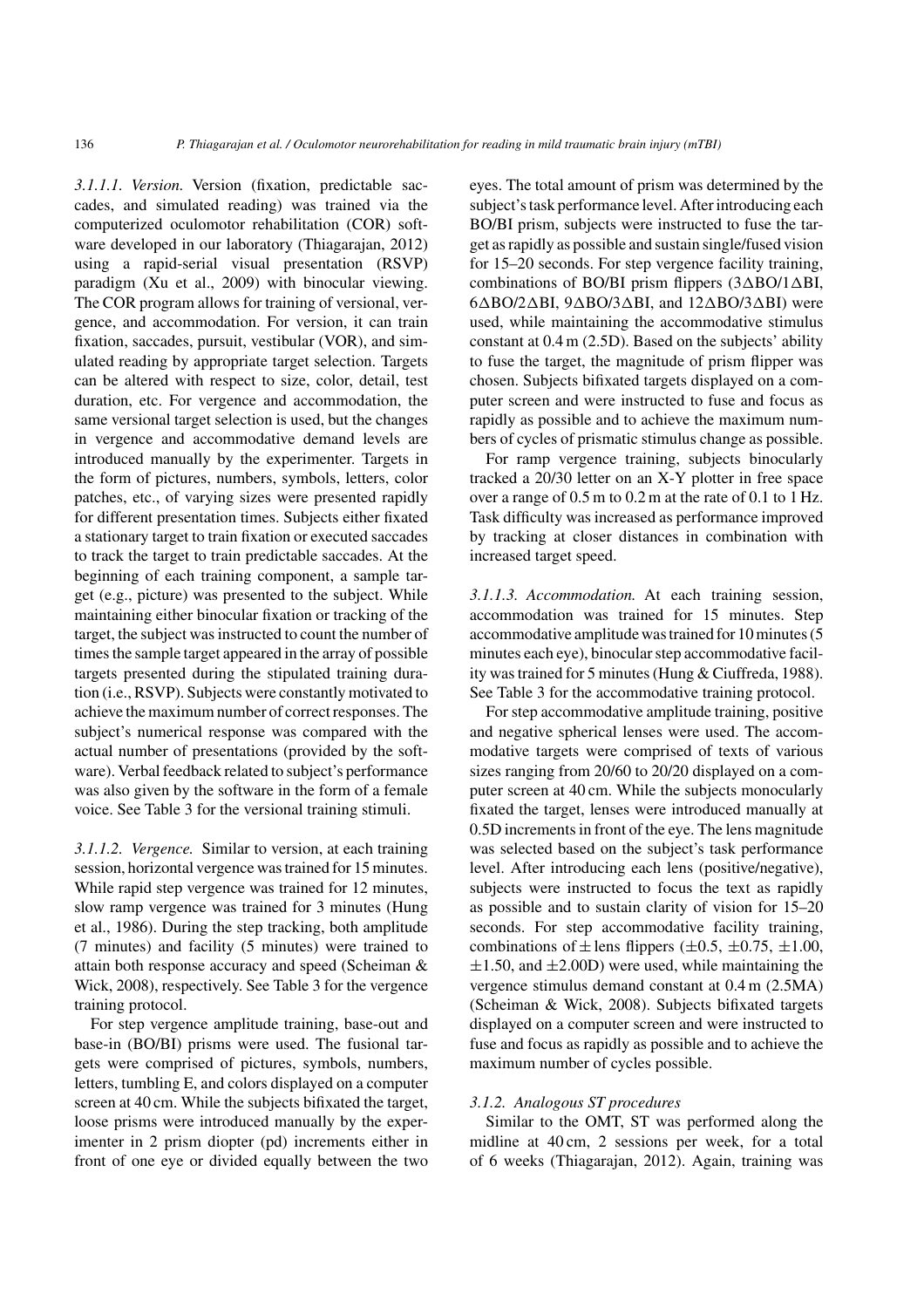*3.1.1.1. Version.* Version (fixation, predictable saccades, and simulated reading) was trained via the computerized oculomotor rehabilitation (COR) software developed in our laboratory (Thiagarajan, 2012) using a rapid-serial visual presentation (RSVP) paradigm (Xu et al., 2009) with binocular viewing. The COR program allows for training of versional, vergence, and accommodation. For version, it can train fixation, saccades, pursuit, vestibular (VOR), and simulated reading by appropriate target selection. Targets can be altered with respect to size, color, detail, test duration, etc. For vergence and accommodation, the same versional target selection is used, but the changes in vergence and accommodative demand levels are introduced manually by the experimenter. Targets in the form of pictures, numbers, symbols, letters, color patches, etc., of varying sizes were presented rapidly for different presentation times. Subjects either fixated a stationary target to train fixation or executed saccades to track the target to train predictable saccades. At the beginning of each training component, a sample target (e.g., picture) was presented to the subject. While maintaining either binocular fixation or tracking of the target, the subject was instructed to count the number of times the sample target appeared in the array of possible targets presented during the stipulated training duration (i.e., RSVP). Subjects were constantly motivated to achieve the maximum number of correct responses. The subject's numerical response was compared with the actual number of presentations (provided by the software). Verbal feedback related to subject's performance was also given by the software in the form of a female voice. See Table 3 for the versional training stimuli.

*3.1.1.2. Vergence.* Similar to version, at each training session, horizontal vergence was trained for 15 minutes. While rapid step vergence was trained for 12 minutes, slow ramp vergence was trained for 3 minutes (Hung et al., 1986). During the step tracking, both amplitude (7 minutes) and facility (5 minutes) were trained to attain both response accuracy and speed (Scheiman & Wick, 2008), respectively. See Table 3 for the vergence training protocol.

For step vergence amplitude training, base-out and base-in (BO/BI) prisms were used. The fusional targets were comprised of pictures, symbols, numbers, letters, tumbling E, and colors displayed on a computer screen at 40 cm. While the subjects bifixated the target, loose prisms were introduced manually by the experimenter in 2 prism diopter (pd) increments either in front of one eye or divided equally between the two eyes. The total amount of prism was determined by the subject's task performance level. After introducing each BO/BI prism, subjects were instructed to fuse the target as rapidly as possible and sustain single/fused vision for 15–20 seconds. For step vergence facility training, combinations of BO/BI prism flippers (3ΔBO/1ΔBI, 6ΔBO/2ΔBI, 9ΔBO/3ΔBI, and 12ΔBO/3ΔBI) were used, while maintaining the accommodative stimulus constant at 0.4 m (2.5D). Based on the subjects' ability to fuse the target, the magnitude of prism flipper was chosen. Subjects bifixated targets displayed on a computer screen and were instructed to fuse and focus as rapidly as possible and to achieve the maximum numbers of cycles of prismatic stimulus change as possible.

For ramp vergence training, subjects binocularly tracked a 20/30 letter on an X-Y plotter in free space over a range of 0.5 m to 0.2 m at the rate of 0.1 to 1 Hz. Task difficulty was increased as performance improved by tracking at closer distances in combination with increased target speed.

*3.1.1.3. Accommodation.* At each training session, accommodation was trained for 15 minutes. Step accommodative amplitude was trained for 10 minutes (5 minutes each eye), binocular step accommodative facility was trained for 5 minutes (Hung & Ciuffreda, 1988). See Table 3 for the accommodative training protocol.

For step accommodative amplitude training, positive and negative spherical lenses were used. The accommodative targets were comprised of texts of various sizes ranging from 20/60 to 20/20 displayed on a computer screen at 40 cm. While the subjects monocularly fixated the target, lenses were introduced manually at 0.5D increments in front of the eye. The lens magnitude was selected based on the subject's task performance level. After introducing each lens (positive/negative), subjects were instructed to focus the text as rapidly as possible and to sustain clarity of vision for 15–20 seconds. For step accommodative facility training, combinations of ± lens flippers (±0.5, ±0.75, ±1.00, ±1.50, and ±2.00D) were used, while maintaining the vergence stimulus demand constant at 0.4 m (2.5MA) (Scheiman & Wick, 2008). Subjects bifixated targets displayed on a computer screen and were instructed to fuse and focus as rapidly as possible and to achieve the maximum number of cycles possible.

*3.1.2. Analogous ST procedures*

Similar to the OMT, ST was performed along the midline at 40 cm, 2 sessions per week, for a total of 6 weeks (Thiagarajan, 2012). Again, training was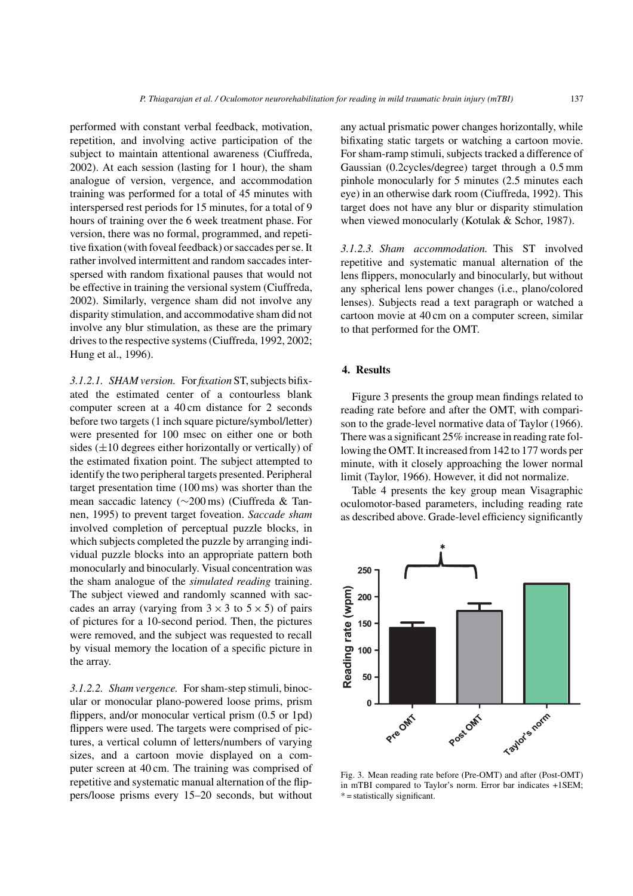performed with constant verbal feedback, motivation, repetition, and involving active participation of the subject to maintain attentional awareness (Ciuffreda, 2002). At each session (lasting for 1 hour), the sham analogue of version, vergence, and accommodation training was performed for a total of 45 minutes with interspersed rest periods for 15 minutes, for a total of 9 hours of training over the 6 week treatment phase. For version, there was no formal, programmed, and repetitive fixation (with foveal feedback) or saccades per se. It rather involved intermittent and random saccades interspersed with random fixational pauses that would not be effective in training the versional system (Ciuffreda, 2002). Similarly, vergence sham did not involve any disparity stimulation, and accommodative sham did not involve any blur stimulation, as these are the primary drives to the respective systems (Ciuffreda, 1992, 2002; Hung et al., 1996).

*3.1.2.1. SHAM version.* For *fixation* ST, subjects bifixated the estimated center of a contourless blank computer screen at a 40 cm distance for 2 seconds before two targets (1 inch square picture/symbol/letter) were presented for 100 msec on either one or both sides (±10 degrees either horizontally or vertically) of the estimated fixation point. The subject attempted to identify the two peripheral targets presented. Peripheral target presentation time (100 ms) was shorter than the mean saccadic latency (∼200 ms) (Ciuffreda & Tannen, 1995) to prevent target foveation. *Saccade sham* involved completion of perceptual puzzle blocks, in which subjects completed the puzzle by arranging individual puzzle blocks into an appropriate pattern both monocularly and binocularly. Visual concentration was the sham analogue of the *simulated reading* training. The subject viewed and randomly scanned with saccades an array (varying from 3 × 3 to 5 × 5) of pairs of pictures for a 10-second period. Then, the pictures were removed, and the subject was requested to recall by visual memory the location of a specific picture in the array.

*3.1.2.2. Sham vergence.* For sham-step stimuli, binocular or monocular plano-powered loose prims, prism flippers, and/or monocular vertical prism (0.5 or 1pd) flippers were used. The targets were comprised of pictures, a vertical column of letters/numbers of varying sizes, and a cartoon movie displayed on a computer screen at 40 cm. The training was comprised of repetitive and systematic manual alternation of the flippers/loose prisms every 15–20 seconds, but without any actual prismatic power changes horizontally, while bifixating static targets or watching a cartoon movie. For sham-ramp stimuli, subjects tracked a difference of Gaussian (0.2cycles/degree) target through a 0.5 mm pinhole monocularly for 5 minutes (2.5 minutes each eye) in an otherwise dark room (Ciuffreda, 1992). This target does not have any blur or disparity stimulation when viewed monocularly (Kotulak & Schor, 1987).

*3.1.2.3. Sham accommodation.* This ST involved repetitive and systematic manual alternation of the lens flippers, monocularly and binocularly, but without any spherical lens power changes (i.e., plano/colored lenses). Subjects read a text paragraph or watched a cartoon movie at 40 cm on a computer screen, similar to that performed for the OMT.

## 4. Results

Figure 3 presents the group mean findings related to reading rate before and after the OMT, with comparison to the grade-level normative data of Taylor (1966). There was a significant 25% increase in reading rate following the OMT. It increased from 142 to 177 words per minute, with it closely approaching the lower normal limit (Taylor, 1966). However, it did not normalize.

Table 4 presents the key group mean Visagraphic oculomotor-based parameters, including reading rate as described above. Grade-level efficiency significantly

Fig. 3. Mean reading rate before (Pre-OMT) and after (Post-OMT) in mTBI compared to Taylor's norm. Error bar indicates +1SEM; * = statistically significant.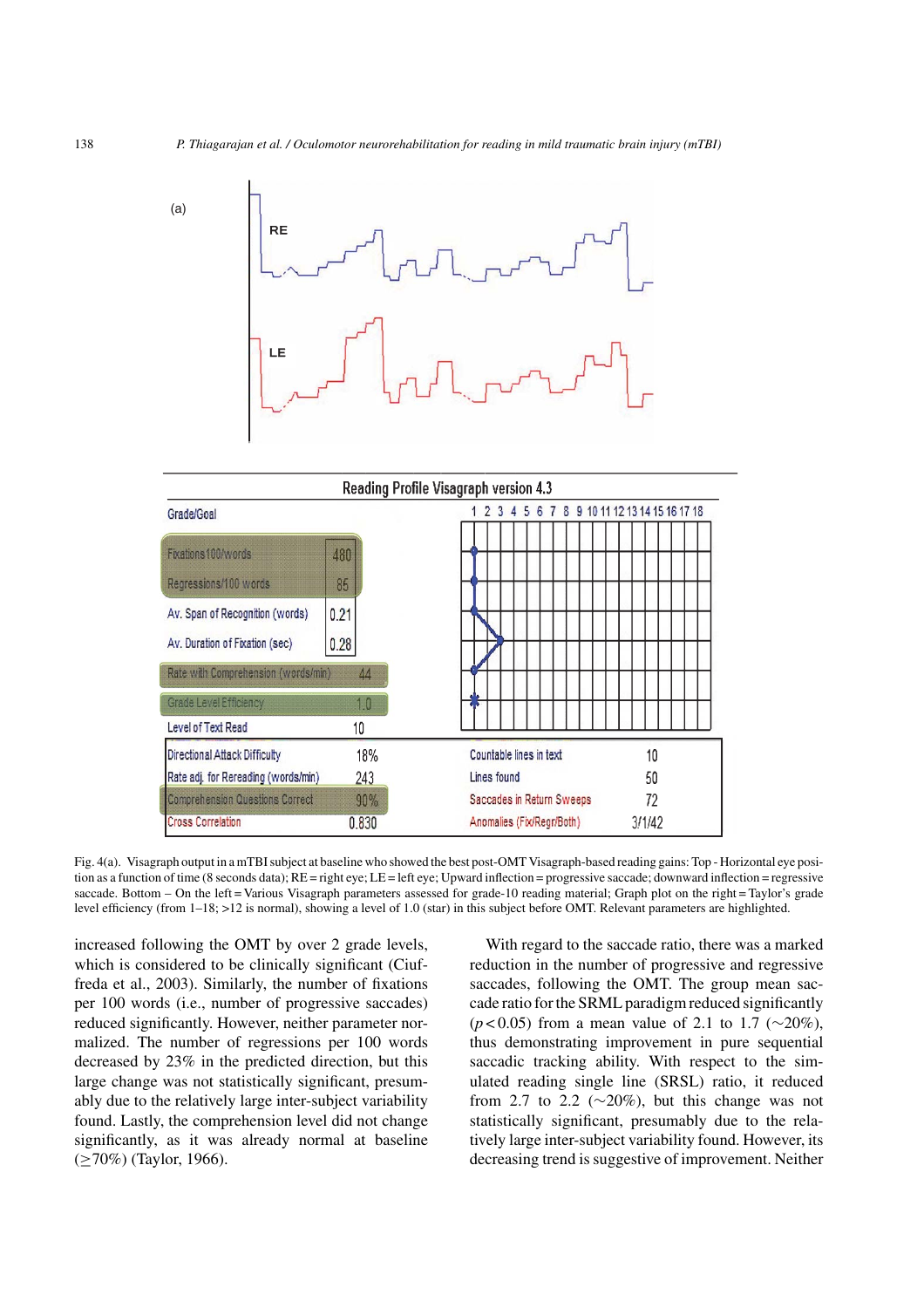(a)

RE

LE

Reading Profile Visagraph version 4.3

| Grade/Goal | |
|---|---|
| Fixations100/words | 480 |
| Regressions/100 words | 85 |
| Av. Span of Recognition (words) | 0.21 |
| Av. Duration of Fixation (sec) | 0.28 |
| Rate with Comprehension (words/min) | 44 |
| Grade Level Efficiency | 1.0 |
| Level of Text Read | 10 |

| | | | |
|---|---|---|---|
| Directional Attack Difficulty | 18% | Countable lines in text | 10 |
| Rate adj. for Rereading (words/min) | 243 | Lines found | 50 |
| Comprehension Questions Correct | 90% | Saccades in Return Sweeps | 72 |
| Cross Correlation | 0.830 | Anomalies (Fix/Regr/Both) | 3/1/42 |

Fig. 4(a). Visagraph output in a mTBI subject at baseline who showed the best post-OMT Visagraph-based reading gains: Top - Horizontal eye position as a function of time (8 seconds data); RE = right eye; LE = left eye; Upward inflection = progressive saccade; downward inflection = regressive saccade. Bottom – On the left = Various Visagraph parameters assessed for grade-10 reading material; Graph plot on the right = Taylor's grade level efficiency (from 1–18; >12 is normal), showing a level of 1.0 (star) in this subject before OMT. Relevant parameters are highlighted.

increased following the OMT by over 2 grade levels, which is considered to be clinically significant (Ciuffreda et al., 2003). Similarly, the number of fixations per 100 words (i.e., number of progressive saccades) reduced significantly. However, neither parameter normalized. The number of regressions per 100 words decreased by 23% in the predicted direction, but this large change was not statistically significant, presumably due to the relatively large inter-subject variability found. Lastly, the comprehension level did not change significantly, as it was already normal at baseline ($\geq$70%) (Taylor, 1966).

With regard to the saccade ratio, there was a marked reduction in the number of progressive and regressive saccades, following the OMT. The group mean saccade ratio for the SRML paradigm reduced significantly ($p < 0.05$) from a mean value of 2.1 to 1.7 ($\sim$20%), thus demonstrating improvement in pure sequential saccadic tracking ability. With respect to the simulated reading single line (SRSL) ratio, it reduced from 2.7 to 2.2 ($\sim$20%), but this change was not statistically significant, presumably due to the relatively large inter-subject variability found. However, its decreasing trend is suggestive of improvement. Neither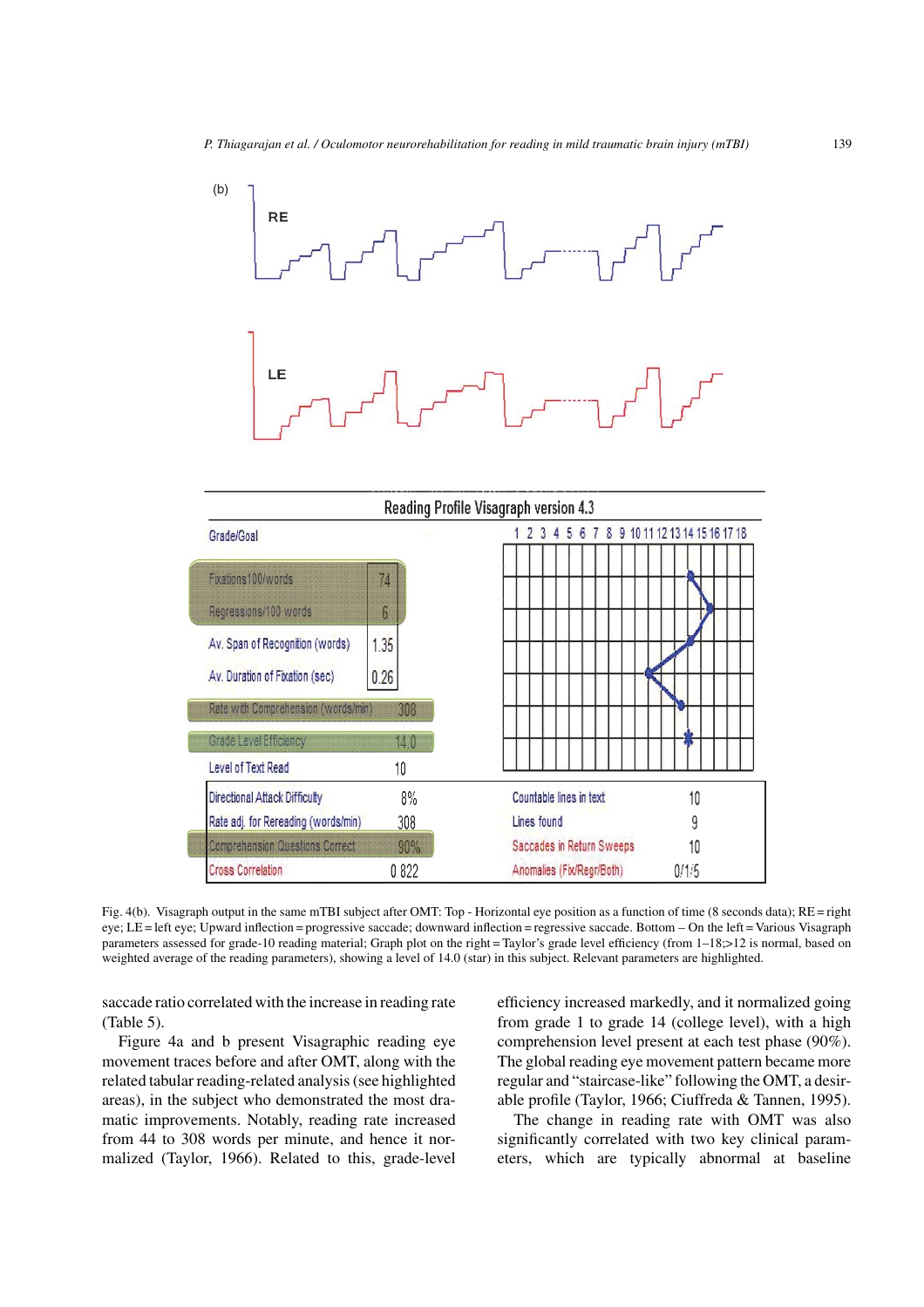Fig. 4(b). Visagraph output in the same mTBI subject after OMT: Top - Horizontal eye position as a function of time (8 seconds data); RE = right eye; LE = left eye; Upward inflection = progressive saccade; downward inflection = regressive saccade. Bottom – On the left = Various Visagraph parameters assessed for grade-10 reading material; Graph plot on the right = Taylor's grade level efficiency (from 1–18;>12 is normal, based on weighted average of the reading parameters), showing a level of 14.0 (star) in this subject. Relevant parameters are highlighted.

saccade ratio correlated with the increase in reading rate (Table 5).

Figure 4a and b present Visagraphic reading eye movement traces before and after OMT, along with the related tabular reading-related analysis (see highlighted areas), in the subject who demonstrated the most dramatic improvements. Notably, reading rate increased from 44 to 308 words per minute, and hence it normalized (Taylor, 1966). Related to this, grade-level efficiency increased markedly, and it normalized going from grade 1 to grade 14 (college level), with a high comprehension level present at each test phase (90%). The global reading eye movement pattern became more regular and "staircase-like" following the OMT, a desirable profile (Taylor, 1966; Ciuffreda & Tannen, 1995).

The change in reading rate with OMT was also significantly correlated with two key clinical parameters, which are typically abnormal at baseline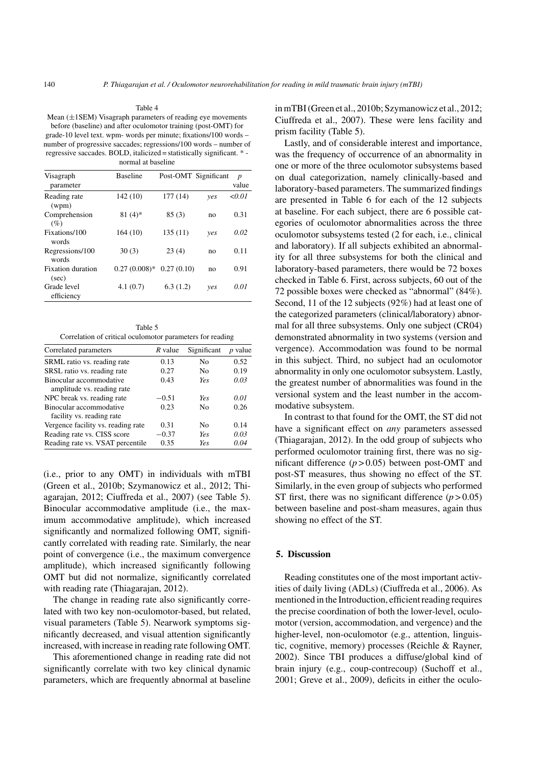Table 4

Mean (±1SEM) Visagraph parameters of reading eye movements before (baseline) and after oculomotor training (post-OMT) for grade-10 level text. wpm- words per minute; fixations/100 words – number of progressive saccades; regressions/100 words – number of regressive saccades. BOLD, italicized = statistically significant. * - normal at baseline

| Visagraph parameter | Baseline | Post-OMT | Significant | *p* value |
|---|---|---|---|---|
| Reading rate (wpm) | 142 (10) | 177 (14) | *yes* | *<0.01* |
| Comprehension (%) | 81 (4)* | 85 (3) | no | 0.31 |
| Fixations/100 words | 164 (10) | 135 (11) | *yes* | *0.02* |
| Regressions/100 words | 30 (3) | 23 (4) | no | 0.11 |
| Fixation duration (sec) | 0.27 (0.008)* | 0.27 (0.10) | no | 0.91 |
| Grade level efficiency | 4.1 (0.7) | 6.3 (1.2) | *yes* | *0.01* |

Table 5

Correlation of critical oculomotor parameters for reading

| Correlated parameters | *R* value | Significant | *p* value |
|---|---|---|---|
| SRML ratio vs. reading rate | 0.13 | No | 0.52 |
| SRSL ratio vs. reading rate | 0.27 | No | 0.19 |
| Binocular accommodative amplitude vs. reading rate | 0.43 | *Yes* | *0.03* |
| NPC break vs. reading rate | −0.51 | *Yes* | *0.01* |
| Binocular accommodative facility vs. reading rate | 0.23 | No | 0.26 |
| Vergence facility vs. reading rate | 0.31 | No | 0.14 |
| Reading rate vs. CISS score | −0.37 | *Yes* | *0.03* |
| Reading rate vs. VSAT percentile | 0.35 | *Yes* | *0.04* |

(i.e., prior to any OMT) in individuals with mTBI (Green et al., 2010b; Szymanowicz et al., 2012; Thiagarajan, 2012; Ciuffreda et al., 2007) (see Table 5). Binocular accommodative amplitude (i.e., the maximum accommodative amplitude), which increased significantly and normalized following OMT, significantly correlated with reading rate. Similarly, the near point of convergence (i.e., the maximum convergence amplitude), which increased significantly following OMT but did not normalize, significantly correlated with reading rate (Thiagarajan, 2012).

The change in reading rate also significantly correlated with two key non-oculomotor-based, but related, visual parameters (Table 5). Nearwork symptoms significantly decreased, and visual attention significantly increased, with increase in reading rate following OMT.

This aforementioned change in reading rate did not significantly correlate with two key clinical dynamic parameters, which are frequently abnormal at baseline in mTBI (Green et al., 2010b; Szymanowicz et al., 2012; Ciuffreda et al., 2007). These were lens facility and prism facility (Table 5).

Lastly, and of considerable interest and importance, was the frequency of occurrence of an abnormality in one or more of the three oculomotor subsystems based on dual categorization, namely clinically-based and laboratory-based parameters. The summarized findings are presented in Table 6 for each of the 12 subjects at baseline. For each subject, there are 6 possible categories of oculomotor abnormalities across the three oculomotor subsystems tested (2 for each, i.e., clinical and laboratory). If all subjects exhibited an abnormality for all three subsystems for both the clinical and laboratory-based parameters, there would be 72 boxes checked in Table 6. First, across subjects, 60 out of the 72 possible boxes were checked as "abnormal" (84%). Second, 11 of the 12 subjects (92%) had at least one of the categorized parameters (clinical/laboratory) abnormal for all three subsystems. Only one subject (CR04) demonstrated abnormality in two systems (version and vergence). Accommodation was found to be normal in this subject. Third, no subject had an oculomotor abnormality in only one oculomotor subsystem. Lastly, the greatest number of abnormalities was found in the versional system and the least number in the accommodative subsystem.

In contrast to that found for the OMT, the ST did not have a significant effect on *any* parameters assessed (Thiagarajan, 2012). In the odd group of subjects who performed oculomotor training first, there was no significant difference ($p > 0.05$) between post-OMT and post-ST measures, thus showing no effect of the ST. Similarly, in the even group of subjects who performed ST first, there was no significant difference ($p > 0.05$) between baseline and post-sham measures, again thus showing no effect of the ST.

## 5. Discussion

Reading constitutes one of the most important activities of daily living (ADLs) (Ciuffreda et al., 2006). As mentioned in the Introduction, efficient reading requires the precise coordination of both the lower-level, oculomotor (version, accommodation, and vergence) and the higher-level, non-oculomotor (e.g., attention, linguistic, cognitive, memory) processes (Reichle & Rayner, 2002). Since TBI produces a diffuse/global kind of brain injury (e.g., coup-contrecoup) (Suchoff et al., 2001; Greve et al., 2009), deficits in either the oculo-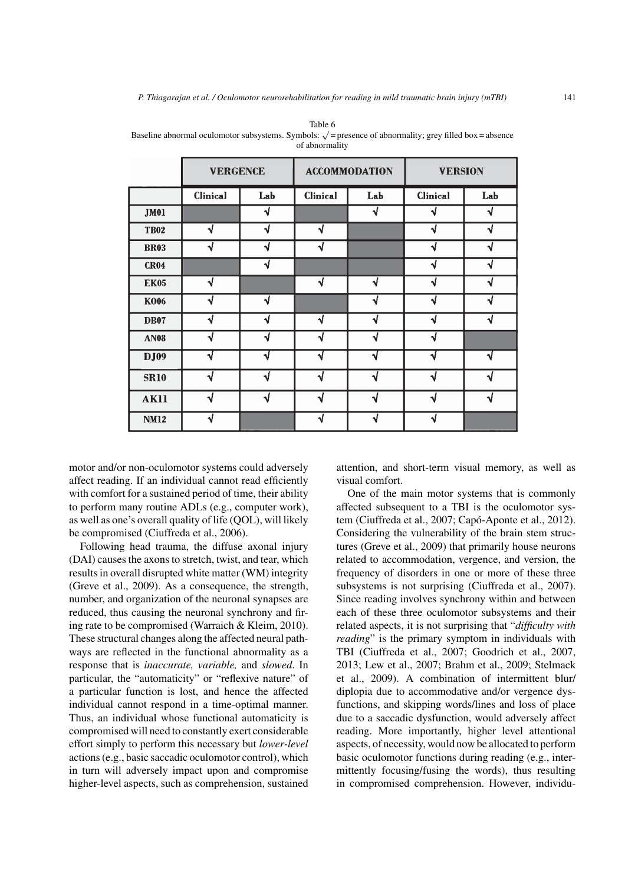Table 6
Baseline abnormal oculomotor subsystems. Symbols: √ = presence of abnormality; grey filled box = absence of abnormality

| | VERGENCE | | ACCOMMODATION | | VERSION | |
|---|---|---|---|---|---|---|
| | Clinical | Lab | Clinical | Lab | Clinical | Lab |
| JM01 | | √ | | √ | √ | √ |
| TB02 | √ | √ | √ | | √ | √ |
| BR03 | √ | √ | √ | | √ | √ |
| CR04 | | √ | | | √ | √ |
| EK05 | √ | | √ | √ | √ | √ |
| KO06 | √ | √ | | √ | √ | √ |
| DB07 | √ | √ | √ | √ | √ | √ |
| AN08 | √ | √ | √ | √ | √ | |
| DJ09 | √ | √ | √ | √ | √ | √ |
| SR10 | √ | √ | √ | √ | √ | √ |
| AK11 | √ | √ | √ | √ | √ | √ |
| NM12 | √ | | √ | √ | √ | |

motor and/or non-oculomotor systems could adversely affect reading. If an individual cannot read efficiently with comfort for a sustained period of time, their ability to perform many routine ADLs (e.g., computer work), as well as one's overall quality of life (QOL), will likely be compromised (Ciuffreda et al., 2006).

Following head trauma, the diffuse axonal injury (DAI) causes the axons to stretch, twist, and tear, which results in overall disrupted white matter (WM) integrity (Greve et al., 2009). As a consequence, the strength, number, and organization of the neuronal synapses are reduced, thus causing the neuronal synchrony and firing rate to be compromised (Warraich & Kleim, 2010). These structural changes along the affected neural pathways are reflected in the functional abnormality as a response that is *inaccurate, variable,* and *slowed*. In particular, the "automaticity" or "reflexive nature" of a particular function is lost, and hence the affected individual cannot respond in a time-optimal manner. Thus, an individual whose functional automaticity is compromised will need to constantly exert considerable effort simply to perform this necessary but *lower-level* actions (e.g., basic saccadic oculomotor control), which in turn will adversely impact upon and compromise higher-level aspects, such as comprehension, sustained attention, and short-term visual memory, as well as visual comfort.

One of the main motor systems that is commonly affected subsequent to a TBI is the oculomotor system (Ciuffreda et al., 2007; Capó-Aponte et al., 2012). Considering the vulnerability of the brain stem structures (Greve et al., 2009) that primarily house neurons related to accommodation, vergence, and version, the frequency of disorders in one or more of these three subsystems is not surprising (Ciuffreda et al., 2007). Since reading involves synchrony within and between each of these three oculomotor subsystems and their related aspects, it is not surprising that "*difficulty with reading*" is the primary symptom in individuals with TBI (Ciuffreda et al., 2007; Goodrich et al., 2007, 2013; Lew et al., 2007; Brahm et al., 2009; Stelmack et al., 2009). A combination of intermittent blur/diplopia due to accommodative and/or vergence dysfunctions, and skipping words/lines and loss of place due to a saccadic dysfunction, would adversely affect reading. More importantly, higher level attentional aspects, of necessity, would now be allocated to perform basic oculomotor functions during reading (e.g., intermittently focusing/fusing the words), thus resulting in compromised comprehension. However, individu-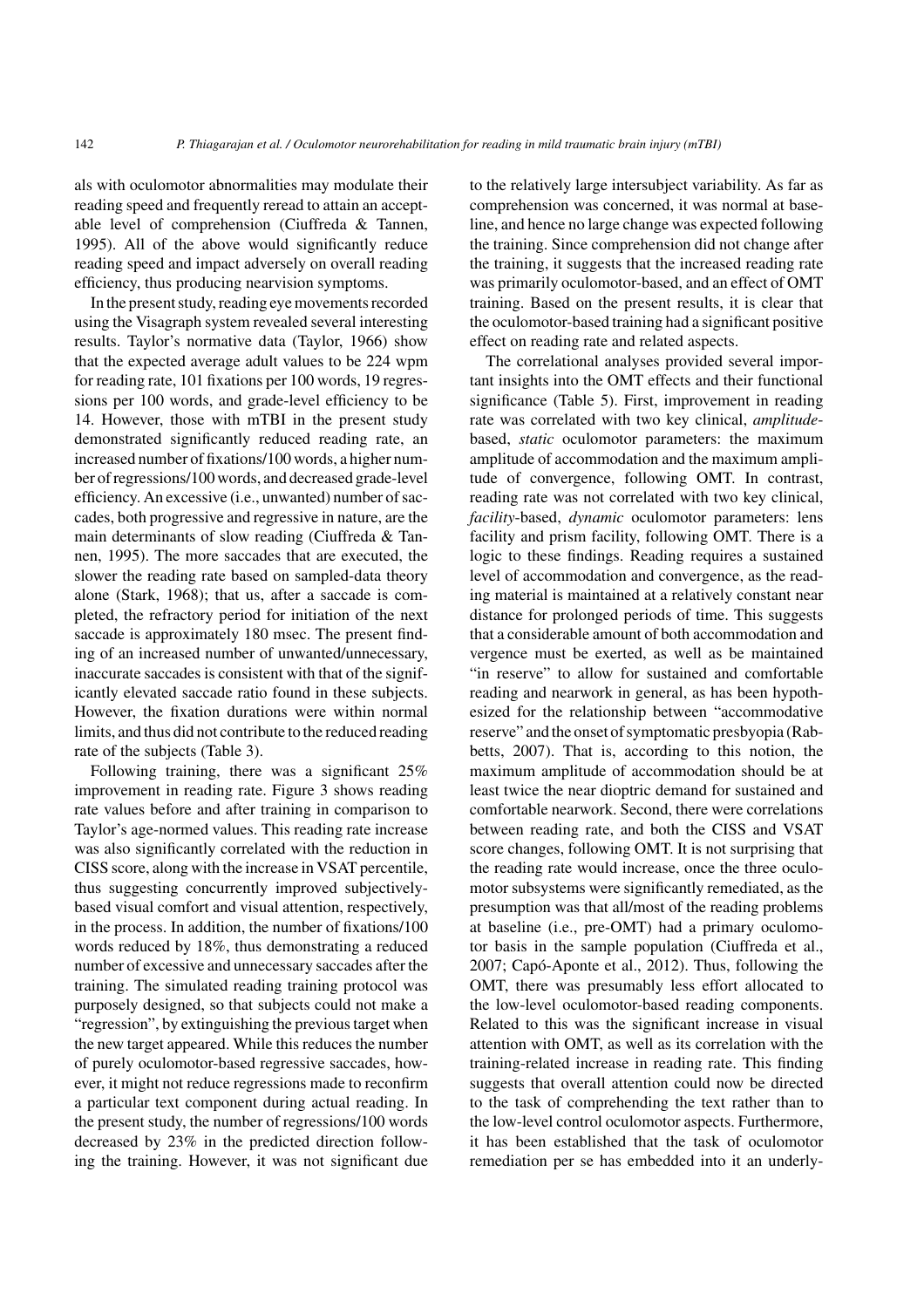als with oculomotor abnormalities may modulate their reading speed and frequently reread to attain an acceptable level of comprehension (Ciuffreda & Tannen, 1995). All of the above would significantly reduce reading speed and impact adversely on overall reading efficiency, thus producing nearvision symptoms.

In the present study, reading eye movements recorded using the Visagraph system revealed several interesting results. Taylor's normative data (Taylor, 1966) show that the expected average adult values to be 224 wpm for reading rate, 101 fixations per 100 words, 19 regressions per 100 words, and grade-level efficiency to be 14. However, those with mTBI in the present study demonstrated significantly reduced reading rate, an increased number of fixations/100 words, a higher number of regressions/100 words, and decreased grade-level efficiency. An excessive (i.e., unwanted) number of saccades, both progressive and regressive in nature, are the main determinants of slow reading (Ciuffreda & Tannen, 1995). The more saccades that are executed, the slower the reading rate based on sampled-data theory alone (Stark, 1968); that us, after a saccade is completed, the refractory period for initiation of the next saccade is approximately 180 msec. The present finding of an increased number of unwanted/unnecessary, inaccurate saccades is consistent with that of the significantly elevated saccade ratio found in these subjects. However, the fixation durations were within normal limits, and thus did not contribute to the reduced reading rate of the subjects (Table 3).

Following training, there was a significant 25% improvement in reading rate. Figure 3 shows reading rate values before and after training in comparison to Taylor's age-normed values. This reading rate increase was also significantly correlated with the reduction in CISS score, along with the increase in VSAT percentile, thus suggesting concurrently improved subjectively-based visual comfort and visual attention, respectively, in the process. In addition, the number of fixations/100 words reduced by 18%, thus demonstrating a reduced number of excessive and unnecessary saccades after the training. The simulated reading training protocol was purposely designed, so that subjects could not make a "regression", by extinguishing the previous target when the new target appeared. While this reduces the number of purely oculomotor-based regressive saccades, however, it might not reduce regressions made to reconfirm a particular text component during actual reading. In the present study, the number of regressions/100 words decreased by 23% in the predicted direction following the training. However, it was not significant due to the relatively large intersubject variability. As far as comprehension was concerned, it was normal at baseline, and hence no large change was expected following the training. Since comprehension did not change after the training, it suggests that the increased reading rate was primarily oculomotor-based, and an effect of OMT training. Based on the present results, it is clear that the oculomotor-based training had a significant positive effect on reading rate and related aspects.

The correlational analyses provided several important insights into the OMT effects and their functional significance (Table 5). First, improvement in reading rate was correlated with two key clinical, *amplitude*-based, *static* oculomotor parameters: the maximum amplitude of accommodation and the maximum amplitude of convergence, following OMT. In contrast, reading rate was not correlated with two key clinical, *facility*-based, *dynamic* oculomotor parameters: lens facility and prism facility, following OMT. There is a logic to these findings. Reading requires a sustained level of accommodation and convergence, as the reading material is maintained at a relatively constant near distance for prolonged periods of time. This suggests that a considerable amount of both accommodation and vergence must be exerted, as well as be maintained "in reserve" to allow for sustained and comfortable reading and nearwork in general, as has been hypothesized for the relationship between "accommodative reserve" and the onset of symptomatic presbyopia (Rabbetts, 2007). That is, according to this notion, the maximum amplitude of accommodation should be at least twice the near dioptric demand for sustained and comfortable nearwork. Second, there were correlations between reading rate, and both the CISS and VSAT score changes, following OMT. It is not surprising that the reading rate would increase, once the three oculomotor subsystems were significantly remediated, as the presumption was that all/most of the reading problems at baseline (i.e., pre-OMT) had a primary oculomotor basis in the sample population (Ciuffreda et al., 2007; Capó-Aponte et al., 2012). Thus, following the OMT, there was presumably less effort allocated to the low-level oculomotor-based reading components. Related to this was the significant increase in visual attention with OMT, as well as its correlation with the training-related increase in reading rate. This finding suggests that overall attention could now be directed to the task of comprehending the text rather than to the low-level control oculomotor aspects. Furthermore, it has been established that the task of oculomotor remediation per se has embedded into it an underly-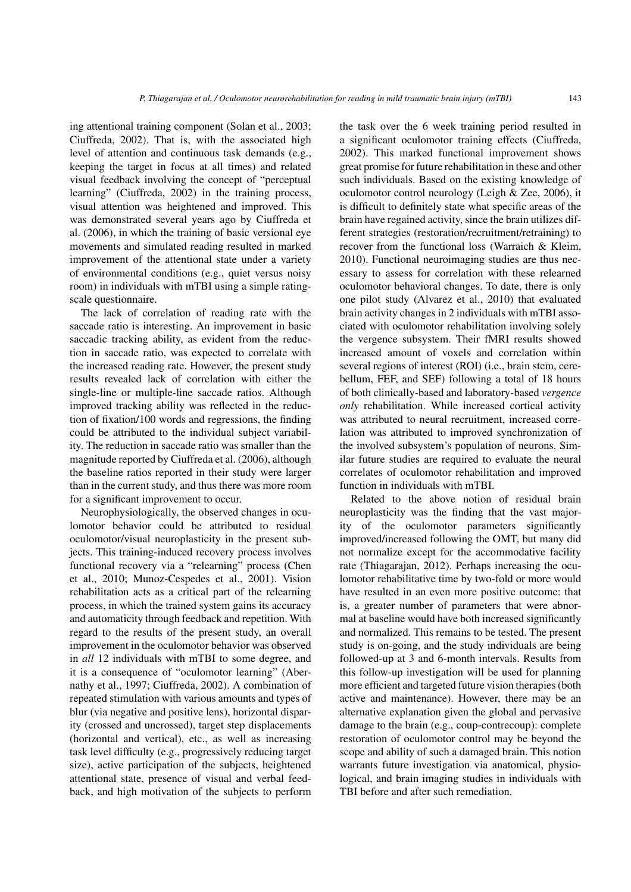ing attentional training component (Solan et al., 2003; Ciuffreda, 2002). That is, with the associated high level of attention and continuous task demands (e.g., keeping the target in focus at all times) and related visual feedback involving the concept of "perceptual learning" (Ciuffreda, 2002) in the training process, visual attention was heightened and improved. This was demonstrated several years ago by Ciuffreda et al. (2006), in which the training of basic versional eye movements and simulated reading resulted in marked improvement of the attentional state under a variety of environmental conditions (e.g., quiet versus noisy room) in individuals with mTBI using a simple rating-scale questionnaire.

The lack of correlation of reading rate with the saccade ratio is interesting. An improvement in basic saccadic tracking ability, as evident from the reduction in saccade ratio, was expected to correlate with the increased reading rate. However, the present study results revealed lack of correlation with either the single-line or multiple-line saccade ratios. Although improved tracking ability was reflected in the reduction of fixation/100 words and regressions, the finding could be attributed to the individual subject variability. The reduction in saccade ratio was smaller than the magnitude reported by Ciuffreda et al. (2006), although the baseline ratios reported in their study were larger than in the current study, and thus there was more room for a significant improvement to occur.

Neurophysiologically, the observed changes in oculomotor behavior could be attributed to residual oculomotor/visual neuroplasticity in the present subjects. This training-induced recovery process involves functional recovery via a "relearning" process (Chen et al., 2010; Munoz-Cespedes et al., 2001). Vision rehabilitation acts as a critical part of the relearning process, in which the trained system gains its accuracy and automaticity through feedback and repetition. With regard to the results of the present study, an overall improvement in the oculomotor behavior was observed in *all* 12 individuals with mTBI to some degree, and it is a consequence of "oculomotor learning" (Abernathy et al., 1997; Ciuffreda, 2002). A combination of repeated stimulation with various amounts and types of blur (via negative and positive lens), horizontal disparity (crossed and uncrossed), target step displacements (horizontal and vertical), etc., as well as increasing task level difficulty (e.g., progressively reducing target size), active participation of the subjects, heightened attentional state, presence of visual and verbal feedback, and high motivation of the subjects to perform the task over the 6 week training period resulted in a significant oculomotor training effects (Ciuffreda, 2002). This marked functional improvement shows great promise for future rehabilitation in these and other such individuals. Based on the existing knowledge of oculomotor control neurology (Leigh & Zee, 2006), it is difficult to definitely state what specific areas of the brain have regained activity, since the brain utilizes different strategies (restoration/recruitment/retraining) to recover from the functional loss (Warraich & Kleim, 2010). Functional neuroimaging studies are thus necessary to assess for correlation with these relearned oculomotor behavioral changes. To date, there is only one pilot study (Alvarez et al., 2010) that evaluated brain activity changes in 2 individuals with mTBI associated with oculomotor rehabilitation involving solely the vergence subsystem. Their fMRI results showed increased amount of voxels and correlation within several regions of interest (ROI) (i.e., brain stem, cerebellum, FEF, and SEF) following a total of 18 hours of both clinically-based and laboratory-based *vergence only* rehabilitation. While increased cortical activity was attributed to neural recruitment, increased correlation was attributed to improved synchronization of the involved subsystem's population of neurons. Similar future studies are required to evaluate the neural correlates of oculomotor rehabilitation and improved function in individuals with mTBI.

Related to the above notion of residual brain neuroplasticity was the finding that the vast majority of the oculomotor parameters significantly improved/increased following the OMT, but many did not normalize except for the accommodative facility rate (Thiagarajan, 2012). Perhaps increasing the oculomotor rehabilitative time by two-fold or more would have resulted in an even more positive outcome: that is, a greater number of parameters that were abnormal at baseline would have both increased significantly and normalized. This remains to be tested. The present study is on-going, and the study individuals are being followed-up at 3 and 6-month intervals. Results from this follow-up investigation will be used for planning more efficient and targeted future vision therapies (both active and maintenance). However, there may be an alternative explanation given the global and pervasive damage to the brain (e.g., coup-contrecoup): complete restoration of oculomotor control may be beyond the scope and ability of such a damaged brain. This notion warrants future investigation via anatomical, physiological, and brain imaging studies in individuals with TBI before and after such remediation.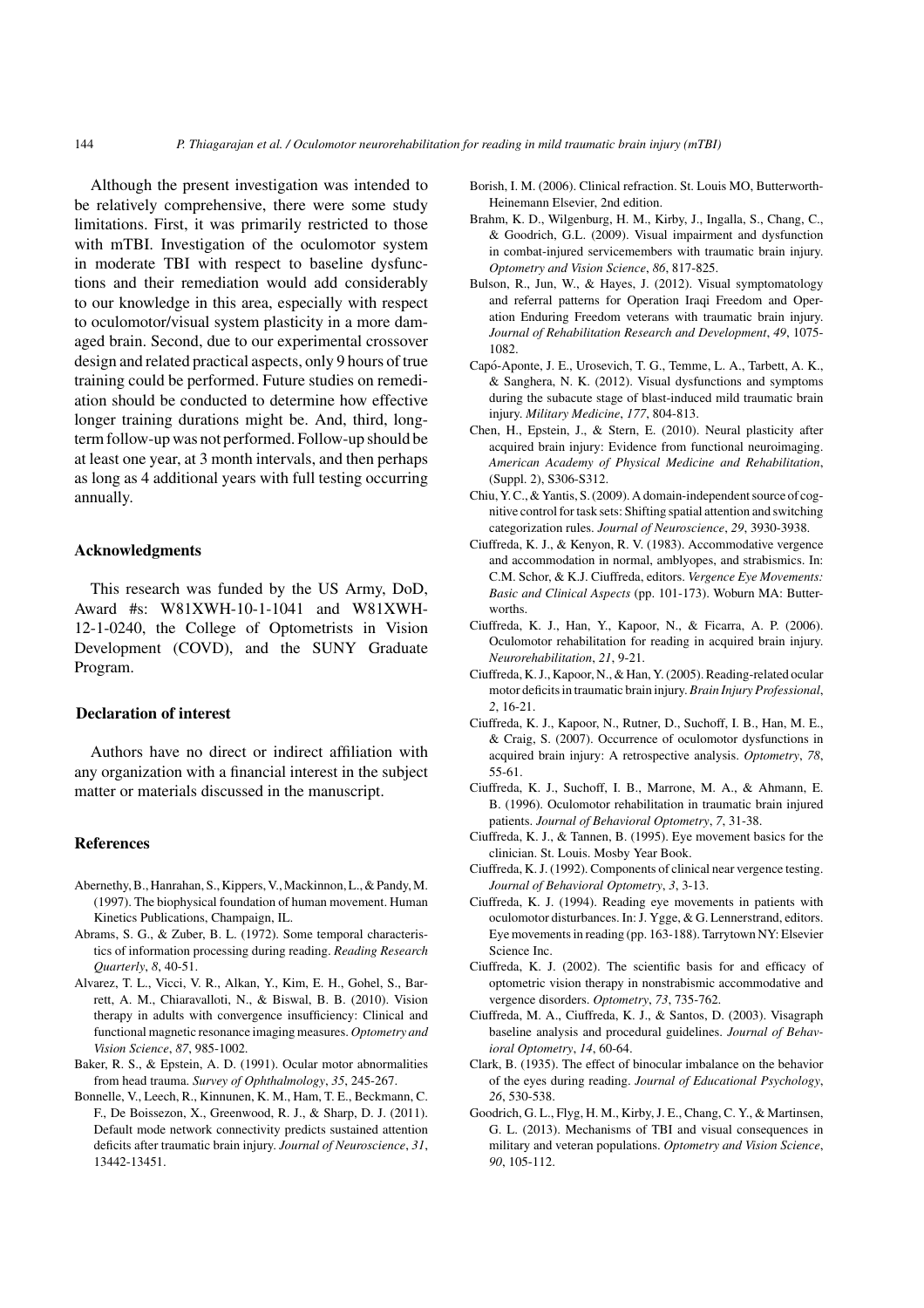Although the present investigation was intended to be relatively comprehensive, there were some study limitations. First, it was primarily restricted to those with mTBI. Investigation of the oculomotor system in moderate TBI with respect to baseline dysfunctions and their remediation would add considerably to our knowledge in this area, especially with respect to oculomotor/visual system plasticity in a more damaged brain. Second, due to our experimental crossover design and related practical aspects, only 9 hours of true training could be performed. Future studies on remediation should be conducted to determine how effective longer training durations might be. And, third, long-term follow-up was not performed. Follow-up should be at least one year, at 3 month intervals, and then perhaps as long as 4 additional years with full testing occurring annually.

## Acknowledgments

This research was funded by the US Army, DoD, Award #s: W81XWH-10-1-1041 and W81XWH-12-1-0240, the College of Optometrists in Vision Development (COVD), and the SUNY Graduate Program.

## Declaration of interest

Authors have no direct or indirect affiliation with any organization with a financial interest in the subject matter or materials discussed in the manuscript.

## References

Abernethy, B., Hanrahan, S., Kippers, V., Mackinnon, L., & Pandy, M. (1997). The biophysical foundation of human movement. Human Kinetics Publications, Champaign, IL.

Abrams, S. G., & Zuber, B. L. (1972). Some temporal characteristics of information processing during reading. *Reading Research Quarterly*, *8*, 40-51.

Alvarez, T. L., Vicci, V. R., Alkan, Y., Kim, E. H., Gohel, S., Barrett, A. M., Chiaravalloti, N., & Biswal, B. B. (2010). Vision therapy in adults with convergence insufficiency: Clinical and functional magnetic resonance imaging measures. *Optometry and Vision Science*, *87*, 985-1002.

Baker, R. S., & Epstein, A. D. (1991). Ocular motor abnormalities from head trauma. *Survey of Ophthalmology*, *35*, 245-267.

Bonnelle, V., Leech, R., Kinnunen, K. M., Ham, T. E., Beckmann, C. F., De Boissezon, X., Greenwood, R. J., & Sharp, D. J. (2011). Default mode network connectivity predicts sustained attention deficits after traumatic brain injury. *Journal of Neuroscience*, *31*, 13442-13451.

Borish, I. M. (2006). Clinical refraction. St. Louis MO, Butterworth-Heinemann Elsevier, 2nd edition.

Brahm, K. D., Wilgenburg, H. M., Kirby, J., Ingalla, S., Chang, C., & Goodrich, G.L. (2009). Visual impairment and dysfunction in combat-injured servicemembers with traumatic brain injury. *Optometry and Vision Science*, *86*, 817-825.

Bulson, R., Jun, W., & Hayes, J. (2012). Visual symptomatology and referral patterns for Operation Iraqi Freedom and Operation Enduring Freedom veterans with traumatic brain injury. *Journal of Rehabilitation Research and Development*, *49*, 1075-1082.

Capó-Aponte, J. E., Urosevich, T. G., Temme, L. A., Tarbett, A. K., & Sanghera, N. K. (2012). Visual dysfunctions and symptoms during the subacute stage of blast-induced mild traumatic brain injury. *Military Medicine*, *177*, 804-813.

Chen, H., Epstein, J., & Stern, E. (2010). Neural plasticity after acquired brain injury: Evidence from functional neuroimaging. *American Academy of Physical Medicine and Rehabilitation*, (Suppl. 2), S306-S312.

Chiu, Y. C., & Yantis, S. (2009). A domain-independent source of cognitive control for task sets: Shifting spatial attention and switching categorization rules. *Journal of Neuroscience*, *29*, 3930-3938.

Ciuffreda, K. J., & Kenyon, R. V. (1983). Accommodative vergence and accommodation in normal, amblyopes, and strabismics. In: C.M. Schor, & K.J. Ciuffreda, editors. *Vergence Eye Movements: Basic and Clinical Aspects* (pp. 101-173). Woburn MA: Butterworths.

Ciuffreda, K. J., Han, Y., Kapoor, N., & Ficarra, A. P. (2006). Oculomotor rehabilitation for reading in acquired brain injury. *Neurorehabilitation*, *21*, 9-21.

Ciuffreda, K. J., Kapoor, N., & Han, Y. (2005). Reading-related ocular motor deficits in traumatic brain injury. *Brain Injury Professional*, *2*, 16-21.

Ciuffreda, K. J., Kapoor, N., Rutner, D., Suchoff, I. B., Han, M. E., & Craig, S. (2007). Occurrence of oculomotor dysfunctions in acquired brain injury: A retrospective analysis. *Optometry*, *78*, 55-61.

Ciuffreda, K. J., Suchoff, I. B., Marrone, M. A., & Ahmann, E. B. (1996). Oculomotor rehabilitation in traumatic brain injured patients. *Journal of Behavioral Optometry*, *7*, 31-38.

Ciuffreda, K. J., & Tannen, B. (1995). Eye movement basics for the clinician. St. Louis. Mosby Year Book.

Ciuffreda, K. J. (1992). Components of clinical near vergence testing. *Journal of Behavioral Optometry*, *3*, 3-13.

Ciuffreda, K. J. (1994). Reading eye movements in patients with oculomotor disturbances. In: J. Ygge, & G. Lennerstrand, editors. Eye movements in reading (pp. 163-188). Tarrytown NY: Elsevier Science Inc.

Ciuffreda, K. J. (2002). The scientific basis for and efficacy of optometric vision therapy in nonstrabismic accommodative and vergence disorders. *Optometry*, *73*, 735-762.

Ciuffreda, M. A., Ciuffreda, K. J., & Santos, D. (2003). Visagraph baseline analysis and procedural guidelines. *Journal of Behavioral Optometry*, *14*, 60-64.

Clark, B. (1935). The effect of binocular imbalance on the behavior of the eyes during reading. *Journal of Educational Psychology*, *26*, 530-538.

Goodrich, G. L., Flyg, H. M., Kirby, J. E., Chang, C. Y., & Martinsen, G. L. (2013). Mechanisms of TBI and visual consequences in military and veteran populations. *Optometry and Vision Science*, *90*, 105-112.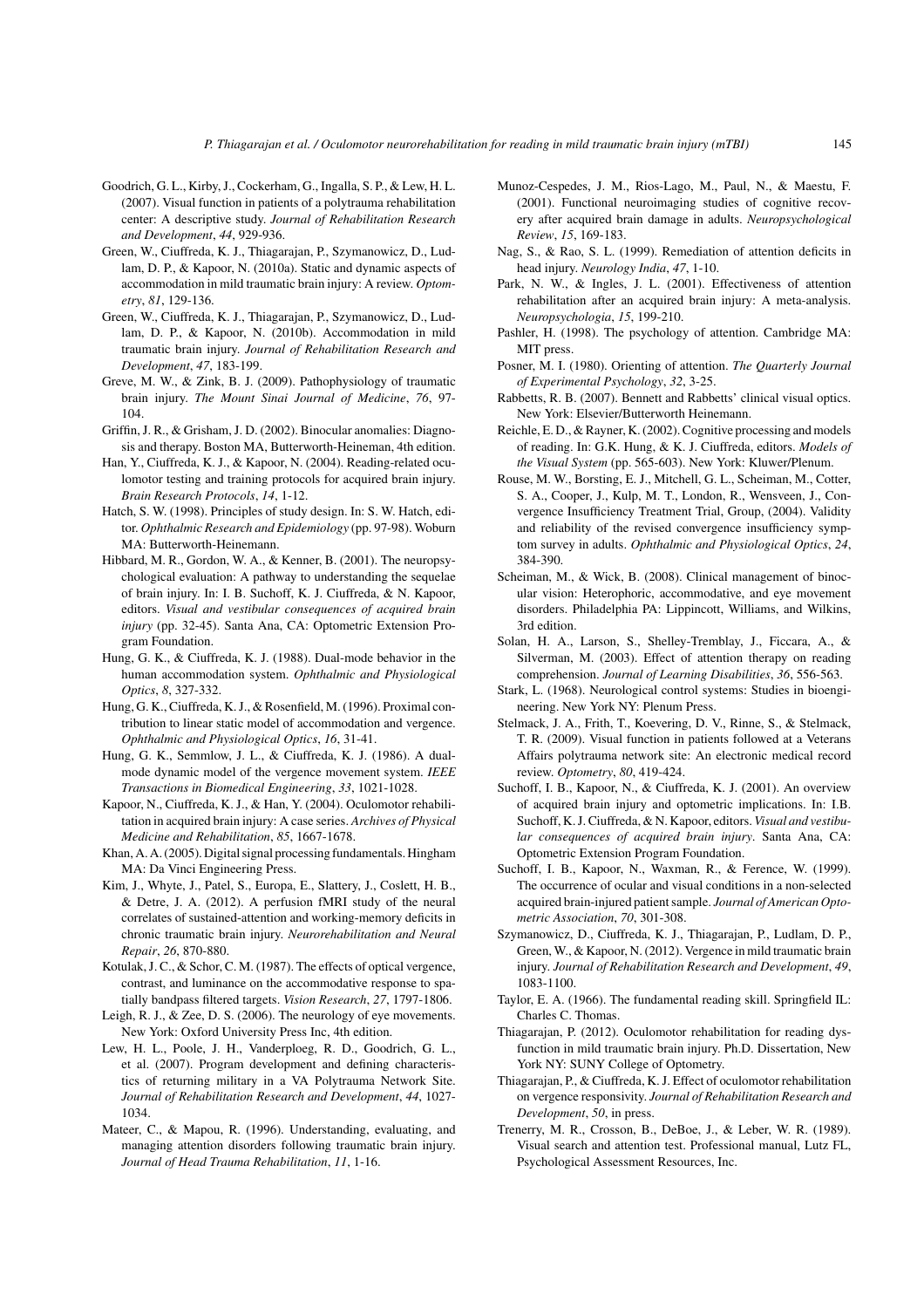Goodrich, G. L., Kirby, J., Cockerham, G., Ingalla, S. P., & Lew, H. L. (2007). Visual function in patients of a polytrauma rehabilitation center: A descriptive study. *Journal of Rehabilitation Research and Development*, *44*, 929-936.

Green, W., Ciuffreda, K. J., Thiagarajan, P., Szymanowicz, D., Ludlam, D. P., & Kapoor, N. (2010a). Static and dynamic aspects of accommodation in mild traumatic brain injury: A review. *Optometry*, *81*, 129-136.

Green, W., Ciuffreda, K. J., Thiagarajan, P., Szymanowicz, D., Ludlam, D. P., & Kapoor, N. (2010b). Accommodation in mild traumatic brain injury. *Journal of Rehabilitation Research and Development*, *47*, 183-199.

Greve, M. W., & Zink, B. J. (2009). Pathophysiology of traumatic brain injury. *The Mount Sinai Journal of Medicine*, *76*, 97-104.

Griffin, J. R., & Grisham, J. D. (2002). Binocular anomalies: Diagnosis and therapy. Boston MA, Butterworth-Heineman, 4th edition.

Han, Y., Ciuffreda, K. J., & Kapoor, N. (2004). Reading-related oculomotor testing and training protocols for acquired brain injury. *Brain Research Protocols*, *14*, 1-12.

Hatch, S. W. (1998). Principles of study design. In: S. W. Hatch, editor. *Ophthalmic Research and Epidemiology* (pp. 97-98). Woburn MA: Butterworth-Heinemann.

Hibbard, M. R., Gordon, W. A., & Kenner, B. (2001). The neuropsychological evaluation: A pathway to understanding the sequelae of brain injury. In: I. B. Suchoff, K. J. Ciuffreda, & N. Kapoor, editors. *Visual and vestibular consequences of acquired brain injury* (pp. 32-45). Santa Ana, CA: Optometric Extension Program Foundation.

Hung, G. K., & Ciuffreda, K. J. (1988). Dual-mode behavior in the human accommodation system. *Ophthalmic and Physiological Optics*, *8*, 327-332.

Hung, G. K., Ciuffreda, K. J., & Rosenfield, M. (1996). Proximal contribution to linear static model of accommodation and vergence. *Ophthalmic and Physiological Optics*, *16*, 31-41.

Hung, G. K., Semmlow, J. L., & Ciuffreda, K. J. (1986). A dual-mode dynamic model of the vergence movement system. *IEEE Transactions in Biomedical Engineering*, *33*, 1021-1028.

Kapoor, N., Ciuffreda, K. J., & Han, Y. (2004). Oculomotor rehabilitation in acquired brain injury: A case series. *Archives of Physical Medicine and Rehabilitation*, *85*, 1667-1678.

Khan, A. A. (2005). Digital signal processing fundamentals. Hingham MA: Da Vinci Engineering Press.

Kim, J., Whyte, J., Patel, S., Europa, E., Slattery, J., Coslett, H. B., & Detre, J. A. (2012). A perfusion fMRI study of the neural correlates of sustained-attention and working-memory deficits in chronic traumatic brain injury. *Neurorehabilitation and Neural Repair*, *26*, 870-880.

Kotulak, J. C., & Schor, C. M. (1987). The effects of optical vergence, contrast, and luminance on the accommodative response to spatially bandpass filtered targets. *Vision Research*, *27*, 1797-1806.

Leigh, R. J., & Zee, D. S. (2006). The neurology of eye movements. New York: Oxford University Press Inc, 4th edition.

Lew, H. L., Poole, J. H., Vanderploeg, R. D., Goodrich, G. L., et al. (2007). Program development and defining characteristics of returning military in a VA Polytrauma Network Site. *Journal of Rehabilitation Research and Development*, *44*, 1027-1034.

Mateer, C., & Mapou, R. (1996). Understanding, evaluating, and managing attention disorders following traumatic brain injury. *Journal of Head Trauma Rehabilitation*, *11*, 1-16.

Munoz-Cespedes, J. M., Rios-Lago, M., Paul, N., & Maestu, F. (2001). Functional neuroimaging studies of cognitive recovery after acquired brain damage in adults. *Neuropsychological Review*, *15*, 169-183.

Nag, S., & Rao, S. L. (1999). Remediation of attention deficits in head injury. *Neurology India*, *47*, 1-10.

Park, N. W., & Ingles, J. L. (2001). Effectiveness of attention rehabilitation after an acquired brain injury: A meta-analysis. *Neuropsychologia*, *15*, 199-210.

Pashler, H. (1998). The psychology of attention. Cambridge MA: MIT press.

Posner, M. I. (1980). Orienting of attention. *The Quarterly Journal of Experimental Psychology*, *32*, 3-25.

Rabbetts, R. B. (2007). Bennett and Rabbetts' clinical visual optics. New York: Elsevier/Butterworth Heinemann.

Reichle, E. D., & Rayner, K. (2002). Cognitive processing and models of reading. In: G.K. Hung, & K. J. Ciuffreda, editors. *Models of the Visual System* (pp. 565-603). New York: Kluwer/Plenum.

Rouse, M. W., Borsting, E. J., Mitchell, G. L., Scheiman, M., Cotter, S. A., Cooper, J., Kulp, M. T., London, R., Wensveen, J., Convergence Insufficiency Treatment Trial, Group, (2004). Validity and reliability of the revised convergence insufficiency symptom survey in adults. *Ophthalmic and Physiological Optics*, *24*, 384-390.

Scheiman, M., & Wick, B. (2008). Clinical management of binocular vision: Heterophoric, accommodative, and eye movement disorders. Philadelphia PA: Lippincott, Williams, and Wilkins, 3rd edition.

Solan, H. A., Larson, S., Shelley-Tremblay, J., Ficcara, A., & Silverman, M. (2003). Effect of attention therapy on reading comprehension. *Journal of Learning Disabilities*, *36*, 556-563.

Stark, L. (1968). Neurological control systems: Studies in bioengineering. New York NY: Plenum Press.

Stelmack, J. A., Frith, T., Koevering, D. V., Rinne, S., & Stelmack, T. R. (2009). Visual function in patients followed at a Veterans Affairs polytrauma network site: An electronic medical record review. *Optometry*, *80*, 419-424.

Suchoff, I. B., Kapoor, N., & Ciuffreda, K. J. (2001). An overview of acquired brain injury and optometric implications. In: I.B. Suchoff, K. J. Ciuffreda, & N. Kapoor, editors. *Visual and vestibular consequences of acquired brain injury*. Santa Ana, CA: Optometric Extension Program Foundation.

Suchoff, I. B., Kapoor, N., Waxman, R., & Ference, W. (1999). The occurrence of ocular and visual conditions in a non-selected acquired brain-injured patient sample. *Journal of American Optometric Association*, *70*, 301-308.

Szymanowicz, D., Ciuffreda, K. J., Thiagarajan, P., Ludlam, D. P., Green, W., & Kapoor, N. (2012). Vergence in mild traumatic brain injury. *Journal of Rehabilitation Research and Development*, *49*, 1083-1100.

Taylor, E. A. (1966). The fundamental reading skill. Springfield IL: Charles C. Thomas.

Thiagarajan, P. (2012). Oculomotor rehabilitation for reading dysfunction in mild traumatic brain injury. Ph.D. Dissertation, New York NY: SUNY College of Optometry.

Thiagarajan, P., & Ciuffreda, K. J. Effect of oculomotor rehabilitation on vergence responsivity. *Journal of Rehabilitation Research and Development*, *50*, in press.

Trenerry, M. R., Crosson, B., DeBoe, J., & Leber, W. R. (1989). Visual search and attention test. Professional manual, Lutz FL, Psychological Assessment Resources, Inc.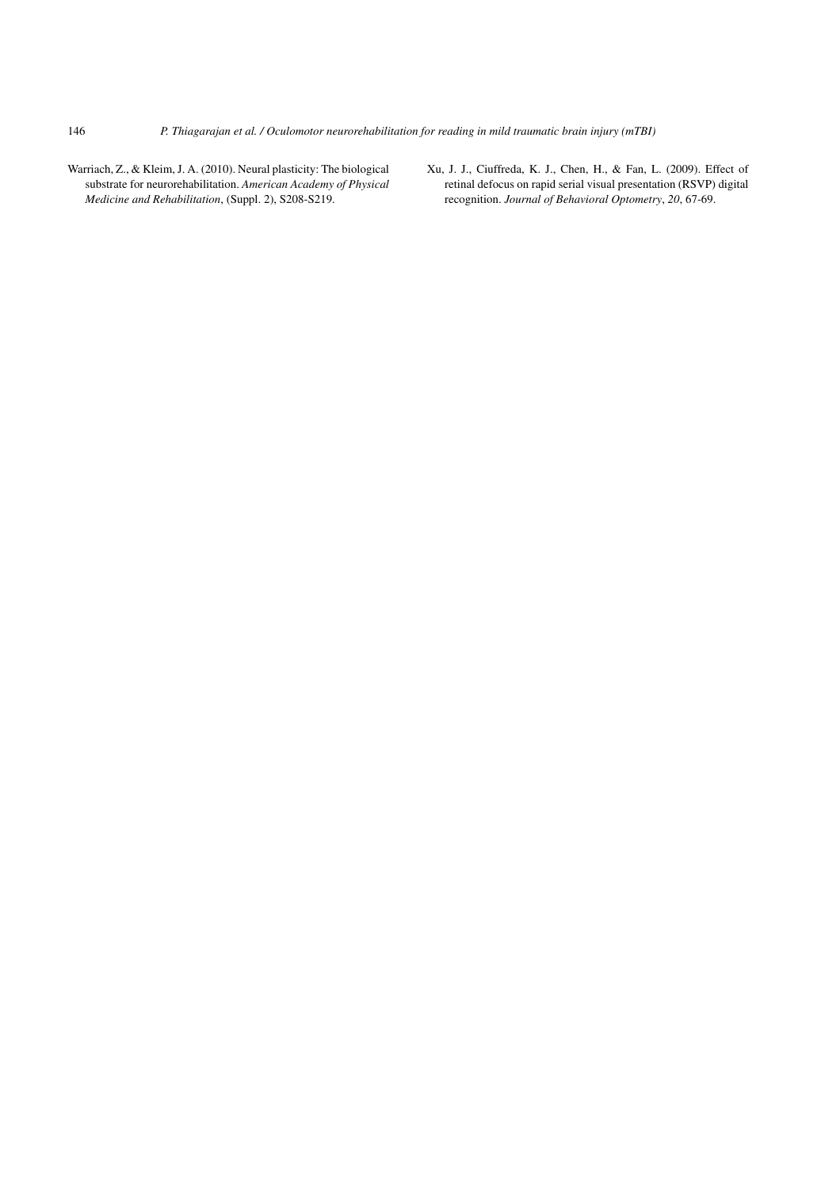Warriach, Z., & Kleim, J. A. (2010). Neural plasticity: The biological substrate for neurorehabilitation. *American Academy of Physical Medicine and Rehabilitation*, (Suppl. 2), S208-S219.

Xu, J. J., Ciuffreda, K. J., Chen, H., & Fan, L. (2009). Effect of retinal defocus on rapid serial visual presentation (RSVP) digital recognition. *Journal of Behavioral Optometry*, *20*, 67-69.